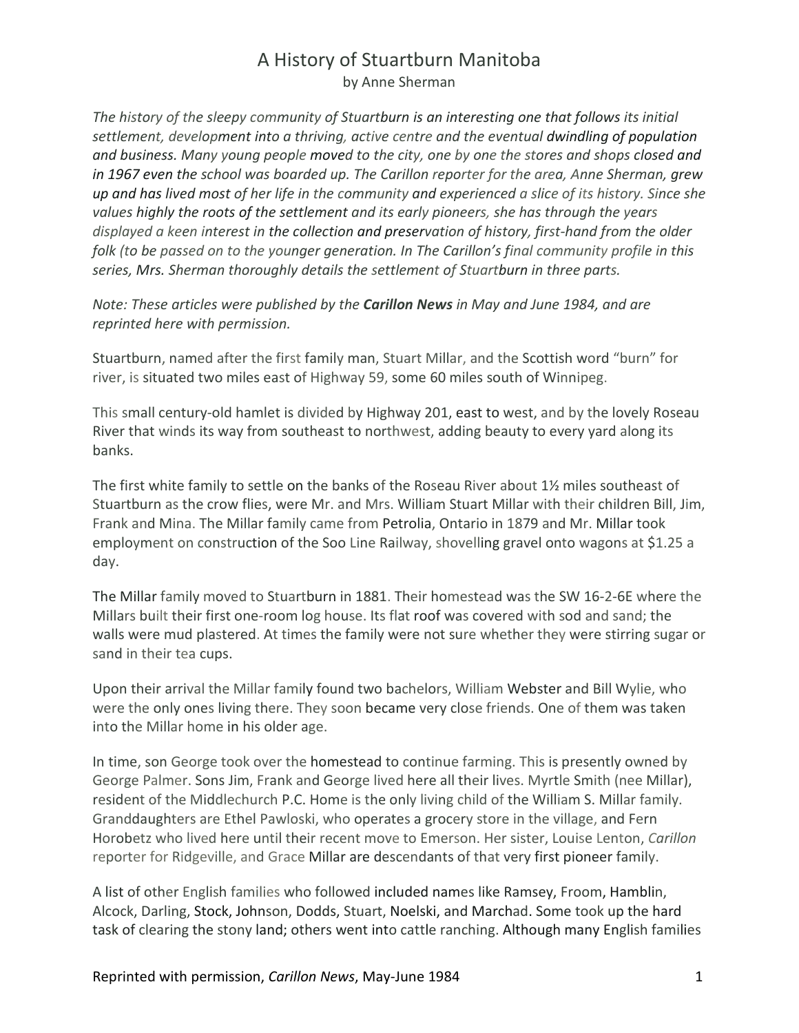# A History of Stuartburn Manitoba

by Anne Sherman

*The history of the sleepy community of Stuartburn is an interesting one that follows its initial settlement, development into a thriving, active centre and the eventual dwindling of population and business. Many young people moved to the city, one by one the stores and shops closed and in 1967 even the school was boarded up. The Carillon reporter for the area, Anne Sherman, grew up and has lived most of her life in the community and experienced a slice of its history. Since she values highly the roots of the settlement and its early pioneers, she has through the years displayed a keen interest in the collection and preservation of history, first-hand from the older folk (to be passed on to the younger generation. In The Carillon's final community profile in this series, Mrs. Sherman thoroughly details the settlement of Stuartburn in three parts.*

*Note: These articles were published by the **Carillon News** in May and June 1984, and are reprinted here with permission.*

Stuartburn, named after the first family man, Stuart Millar, and the Scottish word "burn" for river, is situated two miles east of Highway 59, some 60 miles south of Winnipeg.

This small century-old hamlet is divided by Highway 201, east to west, and by the lovely Roseau River that winds its way from southeast to northwest, adding beauty to every yard along its banks.

The first white family to settle on the banks of the Roseau River about 1½ miles southeast of Stuartburn as the crow flies, were Mr. and Mrs. William Stuart Millar with their children Bill, Jim, Frank and Mina. The Millar family came from Petrolia, Ontario in 1879 and Mr. Millar took employment on construction of the Soo Line Railway, shovelling gravel onto wagons at $1.25 a day.

The Millar family moved to Stuartburn in 1881. Their homestead was the SW 16-2-6E where the Millars built their first one-room log house. Its flat roof was covered with sod and sand; the walls were mud plastered. At times the family were not sure whether they were stirring sugar or sand in their tea cups.

Upon their arrival the Millar family found two bachelors, William Webster and Bill Wylie, who were the only ones living there. They soon became very close friends. One of them was taken into the Millar home in his older age.

In time, son George took over the homestead to continue farming. This is presently owned by George Palmer. Sons Jim, Frank and George lived here all their lives. Myrtle Smith (nee Millar), resident of the Middlechurch P.C. Home is the only living child of the William S. Millar family. Granddaughters are Ethel Pawloski, who operates a grocery store in the village, and Fern Horobetz who lived here until their recent move to Emerson. Her sister, Louise Lenton, *Carillon* reporter for Ridgeville, and Grace Millar are descendants of that very first pioneer family.

A list of other English families who followed included names like Ramsey, Froom, Hamblin, Alcock, Darling, Stock, Johnson, Dodds, Stuart, Noelski, and Marchad. Some took up the hard task of clearing the stony land; others went into cattle ranching. Although many English families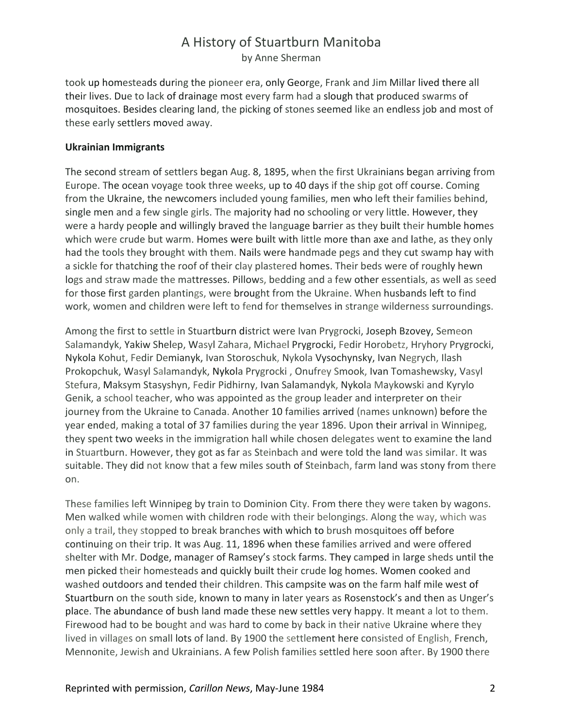took up homesteads during the pioneer era, only George, Frank and Jim Millar lived there all their lives. Due to lack of drainage most every farm had a slough that produced swarms of mosquitoes. Besides clearing land, the picking of stones seemed like an endless job and most of these early settlers moved away.

**Ukrainian Immigrants**

The second stream of settlers began Aug. 8, 1895, when the first Ukrainians began arriving from Europe. The ocean voyage took three weeks, up to 40 days if the ship got off course. Coming from the Ukraine, the newcomers included young families, men who left their families behind, single men and a few single girls. The majority had no schooling or very little. However, they were a hardy people and willingly braved the language barrier as they built their humble homes which were crude but warm. Homes were built with little more than axe and lathe, as they only had the tools they brought with them. Nails were handmade pegs and they cut swamp hay with a sickle for thatching the roof of their clay plastered homes. Their beds were of roughly hewn logs and straw made the mattresses. Pillows, bedding and a few other essentials, as well as seed for those first garden plantings, were brought from the Ukraine. When husbands left to find work, women and children were left to fend for themselves in strange wilderness surroundings.

Among the first to settle in Stuartburn district were Ivan Prygrocki, Joseph Bzovey, Semeon Salamandyk, Yakiw Shelep, Wasyl Zahara, Michael Prygrocki, Fedir Horobetz, Hryhory Prygrocki, Nykola Kohut, Fedir Demianyk, Ivan Storoschuk, Nykola Vysochynsky, Ivan Negrych, Ilash Prokopchuk, Wasyl Salamandyk, Nykola Prygrocki , Onufrey Smook, Ivan Tomashewsky, Vasyl Stefura, Maksym Stasyshyn, Fedir Pidhirny, Ivan Salamandyk, Nykola Maykowski and Kyrylo Genik, a school teacher, who was appointed as the group leader and interpreter on their journey from the Ukraine to Canada. Another 10 families arrived (names unknown) before the year ended, making a total of 37 families during the year 1896. Upon their arrival in Winnipeg, they spent two weeks in the immigration hall while chosen delegates went to examine the land in Stuartburn. However, they got as far as Steinbach and were told the land was similar. It was suitable. They did not know that a few miles south of Steinbach, farm land was stony from there on.

These families left Winnipeg by train to Dominion City. From there they were taken by wagons. Men walked while women with children rode with their belongings. Along the way, which was only a trail, they stopped to break branches with which to brush mosquitoes off before continuing on their trip. It was Aug. 11, 1896 when these families arrived and were offered shelter with Mr. Dodge, manager of Ramsey's stock farms. They camped in large sheds until the men picked their homesteads and quickly built their crude log homes. Women cooked and washed outdoors and tended their children. This campsite was on the farm half mile west of Stuartburn on the south side, known to many in later years as Rosenstock's and then as Unger's place. The abundance of bush land made these new settles very happy. It meant a lot to them. Firewood had to be bought and was hard to come by back in their native Ukraine where they lived in villages on small lots of land. By 1900 the settlement here consisted of English, French, Mennonite, Jewish and Ukrainians. A few Polish families settled here soon after. By 1900 there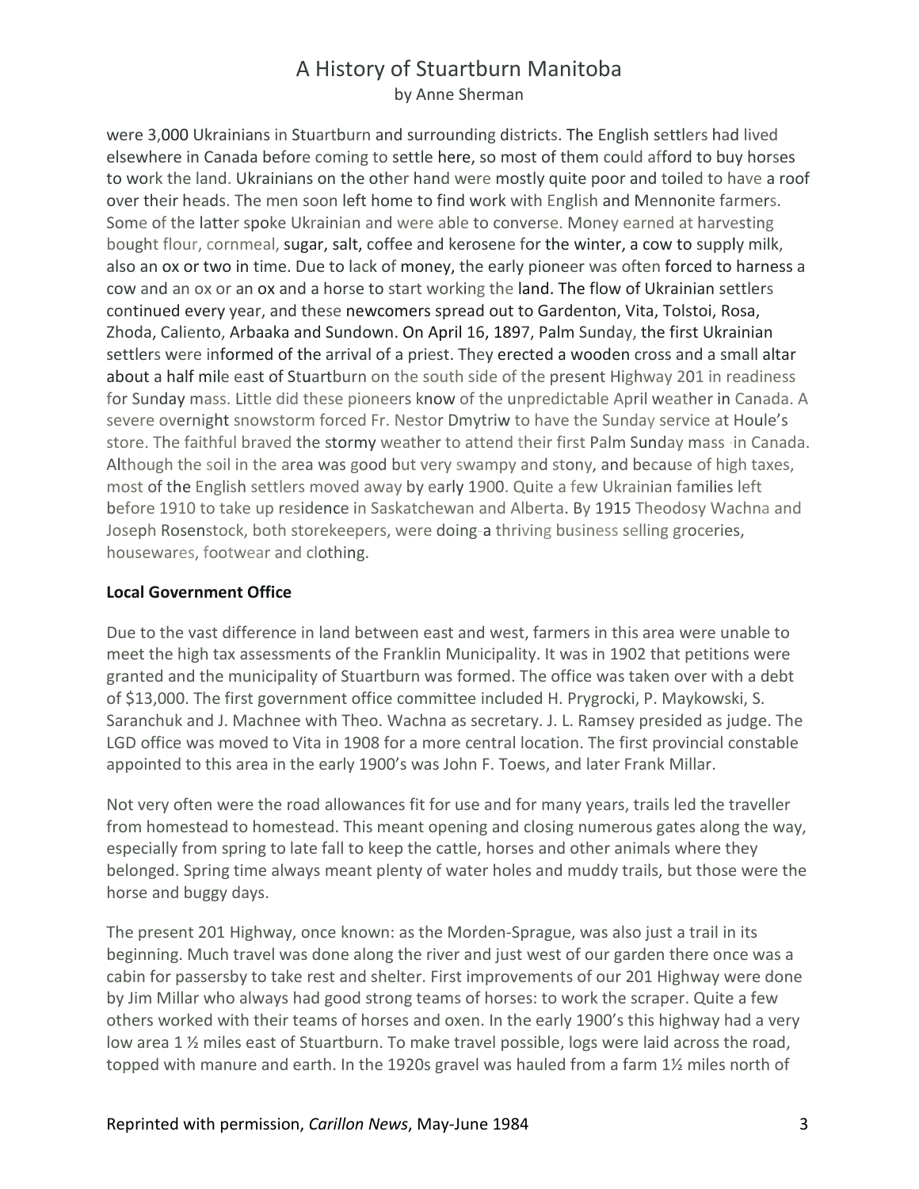were 3,000 Ukrainians in Stuartburn and surrounding districts. The English settlers had lived elsewhere in Canada before coming to settle here, so most of them could afford to buy horses to work the land. Ukrainians on the other hand were mostly quite poor and toiled to have a roof over their heads. The men soon left home to find work with English and Mennonite farmers. Some of the latter spoke Ukrainian and were able to converse. Money earned at harvesting bought flour, cornmeal, sugar, salt, coffee and kerosene for the winter, a cow to supply milk, also an ox or two in time. Due to lack of money, the early pioneer was often forced to harness a cow and an ox or an ox and a horse to start working the land. The flow of Ukrainian settlers continued every year, and these newcomers spread out to Gardenton, Vita, Tolstoi, Rosa, Zhoda, Caliento, Arbaaka and Sundown. On April 16, 1897, Palm Sunday, the first Ukrainian settlers were informed of the arrival of a priest. They erected a wooden cross and a small altar about a half mile east of Stuartburn on the south side of the present Highway 201 in readiness for Sunday mass. Little did these pioneers know of the unpredictable April weather in Canada. A severe overnight snowstorm forced Fr. Nestor Dmytriw to have the Sunday service at Houle's store. The faithful braved the stormy weather to attend their first Palm Sunday mass in Canada. Although the soil in the area was good but very swampy and stony, and because of high taxes, most of the English settlers moved away by early 1900. Quite a few Ukrainian families left before 1910 to take up residence in Saskatchewan and Alberta. By 1915 Theodosy Wachna and Joseph Rosenstock, both storekeepers, were doing a thriving business selling groceries, housewares, footwear and clothing.

**Local Government Office**

Due to the vast difference in land between east and west, farmers in this area were unable to meet the high tax assessments of the Franklin Municipality. It was in 1902 that petitions were granted and the municipality of Stuartburn was formed. The office was taken over with a debt of $13,000. The first government office committee included H. Prygrocki, P. Maykowski, S. Saranchuk and J. Machnee with Theo. Wachna as secretary. J. L. Ramsey presided as judge. The LGD office was moved to Vita in 1908 for a more central location. The first provincial constable appointed to this area in the early 1900's was John F. Toews, and later Frank Millar.

Not very often were the road allowances fit for use and for many years, trails led the traveller from homestead to homestead. This meant opening and closing numerous gates along the way, especially from spring to late fall to keep the cattle, horses and other animals where they belonged. Spring time always meant plenty of water holes and muddy trails, but those were the horse and buggy days.

The present 201 Highway, once known: as the Morden-Sprague, was also just a trail in its beginning. Much travel was done along the river and just west of our garden there once was a cabin for passersby to take rest and shelter. First improvements of our 201 Highway were done by Jim Millar who always had good strong teams of horses: to work the scraper. Quite a few others worked with their teams of horses and oxen. In the early 1900's this highway had a very low area 1 ½ miles east of Stuartburn. To make travel possible, logs were laid across the road, topped with manure and earth. In the 1920s gravel was hauled from a farm 1½ miles north of

Reprinted with permission, *Carillon News*, May-June 1984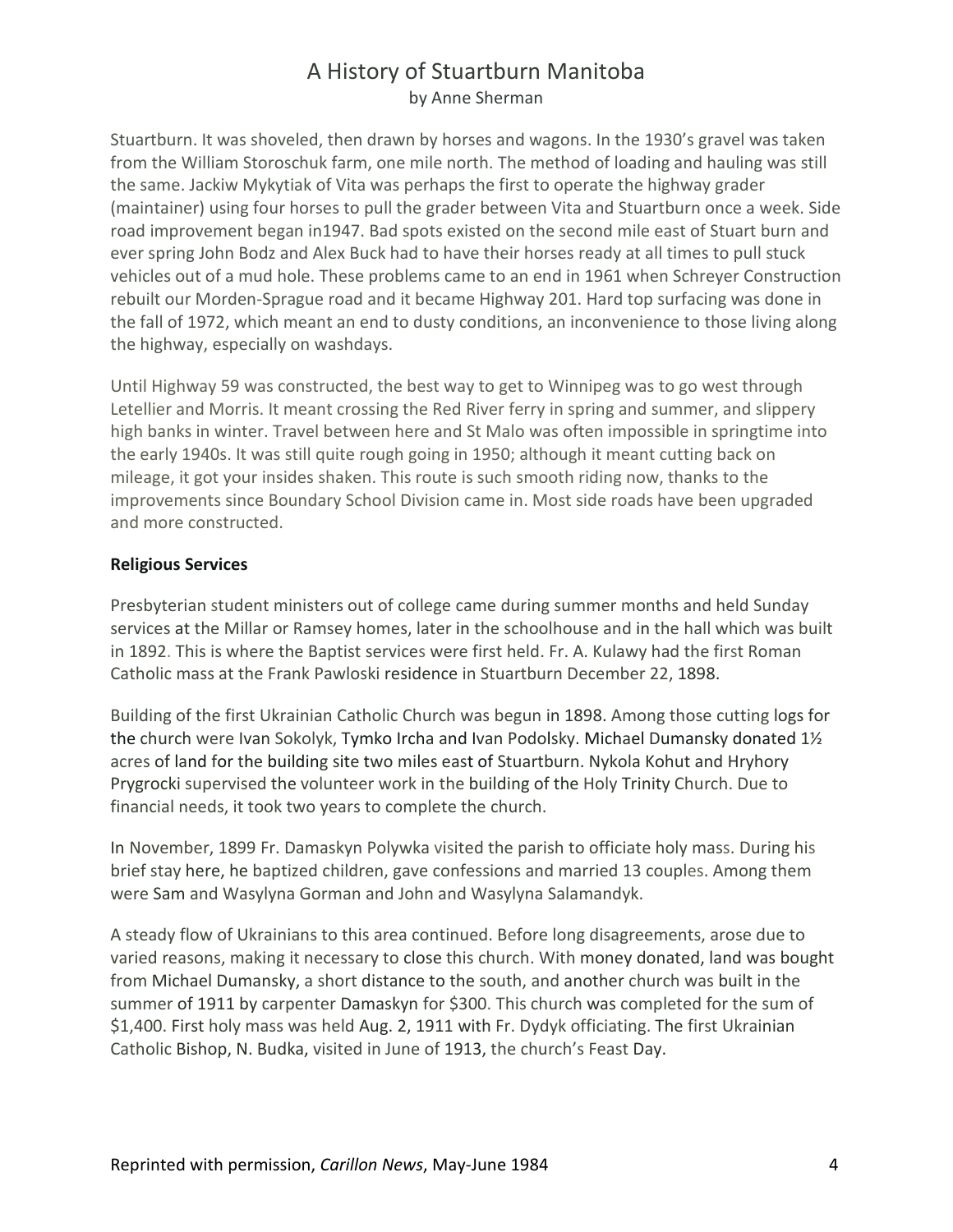Stuartburn. It was shoveled, then drawn by horses and wagons. In the 1930's gravel was taken from the William Storoschuk farm, one mile north. The method of loading and hauling was still the same. Jackiw Mykytiak of Vita was perhaps the first to operate the highway grader (maintainer) using four horses to pull the grader between Vita and Stuartburn once a week. Side road improvement began in1947. Bad spots existed on the second mile east of Stuart burn and ever spring John Bodz and Alex Buck had to have their horses ready at all times to pull stuck vehicles out of a mud hole. These problems came to an end in 1961 when Schreyer Construction rebuilt our Morden-Sprague road and it became Highway 201. Hard top surfacing was done in the fall of 1972, which meant an end to dusty conditions, an inconvenience to those living along the highway, especially on washdays.

Until Highway 59 was constructed, the best way to get to Winnipeg was to go west through Letellier and Morris. It meant crossing the Red River ferry in spring and summer, and slippery high banks in winter. Travel between here and St Malo was often impossible in springtime into the early 1940s. It was still quite rough going in 1950; although it meant cutting back on mileage, it got your insides shaken. This route is such smooth riding now, thanks to the improvements since Boundary School Division came in. Most side roads have been upgraded and more constructed.

**Religious Services**

Presbyterian student ministers out of college came during summer months and held Sunday services at the Millar or Ramsey homes, later in the schoolhouse and in the hall which was built in 1892. This is where the Baptist services were first held. Fr. A. Kulawy had the first Roman Catholic mass at the Frank Pawloski residence in Stuartburn December 22, 1898.

Building of the first Ukrainian Catholic Church was begun in 1898. Among those cutting logs for the church were Ivan Sokolyk, Tymko Ircha and Ivan Podolsky. Michael Dumansky donated 1½ acres of land for the building site two miles east of Stuartburn. Nykola Kohut and Hryhory Prygrocki supervised the volunteer work in the building of the Holy Trinity Church. Due to financial needs, it took two years to complete the church.

In November, 1899 Fr. Damaskyn Polywka visited the parish to officiate holy mass. During his brief stay here, he baptized children, gave confessions and married 13 couples. Among them were Sam and Wasylyna Gorman and John and Wasylyna Salamandyk.

A steady flow of Ukrainians to this area continued. Before long disagreements, arose due to varied reasons, making it necessary to close this church. With money donated, land was bought from Michael Dumansky, a short distance to the south, and another church was built in the summer of 1911 by carpenter Damaskyn for $300. This church was completed for the sum of $1,400. First holy mass was held Aug. 2, 1911 with Fr. Dydyk officiating. The first Ukrainian Catholic Bishop, N. Budka, visited in June of 1913, the church's Feast Day.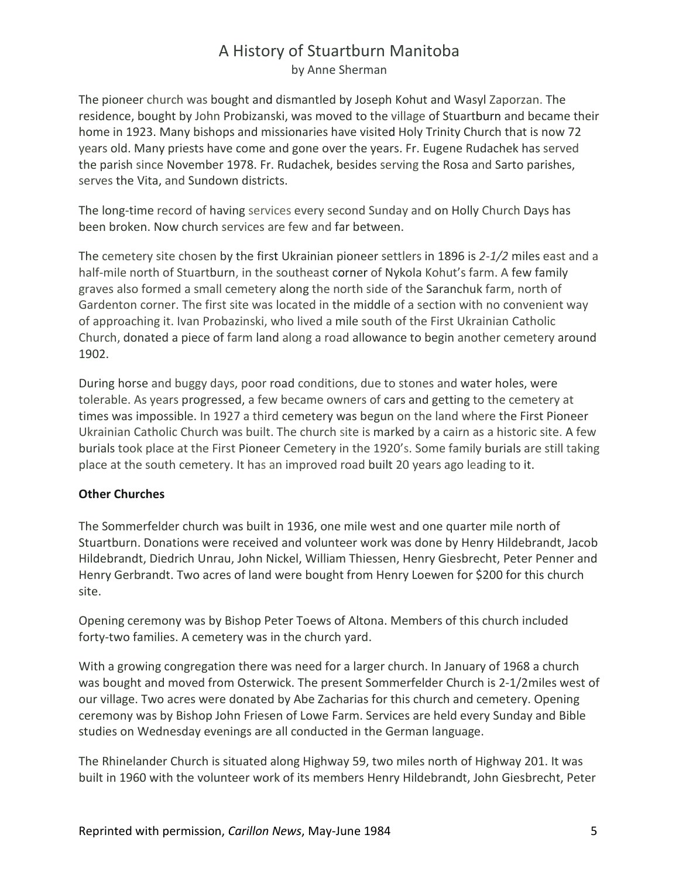The pioneer church was bought and dismantled by Joseph Kohut and Wasyl Zaporzan. The residence, bought by John Probizanski, was moved to the village of Stuartburn and became their home in 1923. Many bishops and missionaries have visited Holy Trinity Church that is now 72 years old. Many priests have come and gone over the years. Fr. Eugene Rudachek has served the parish since November 1978. Fr. Rudachek, besides serving the Rosa and Sarto parishes, serves the Vita, and Sundown districts.

The long-time record of having services every second Sunday and on Holly Church Days has been broken. Now church services are few and far between.

The cemetery site chosen by the first Ukrainian pioneer settlers in 1896 is *2-1/2* miles east and a half-mile north of Stuartburn, in the southeast corner of Nykola Kohut's farm. A few family graves also formed a small cemetery along the north side of the Saranchuk farm, north of Gardenton corner. The first site was located in the middle of a section with no convenient way of approaching it. Ivan Probazinski, who lived a mile south of the First Ukrainian Catholic Church, donated a piece of farm land along a road allowance to begin another cemetery around 1902.

During horse and buggy days, poor road conditions, due to stones and water holes, were tolerable. As years progressed, a few became owners of cars and getting to the cemetery at times was impossible. In 1927 a third cemetery was begun on the land where the First Pioneer Ukrainian Catholic Church was built. The church site is marked by a cairn as a historic site. A few burials took place at the First Pioneer Cemetery in the 1920's. Some family burials are still taking place at the south cemetery. It has an improved road built 20 years ago leading to it.

**Other Churches**

The Sommerfelder church was built in 1936, one mile west and one quarter mile north of Stuartburn. Donations were received and volunteer work was done by Henry Hildebrandt, Jacob Hildebrandt, Diedrich Unrau, John Nickel, William Thiessen, Henry Giesbrecht, Peter Penner and Henry Gerbrandt. Two acres of land were bought from Henry Loewen for $200 for this church site.

Opening ceremony was by Bishop Peter Toews of Altona. Members of this church included forty-two families. A cemetery was in the church yard.

With a growing congregation there was need for a larger church. In January of 1968 a church was bought and moved from Osterwick. The present Sommerfelder Church is 2-1/2miles west of our village. Two acres were donated by Abe Zacharias for this church and cemetery. Opening ceremony was by Bishop John Friesen of Lowe Farm. Services are held every Sunday and Bible studies on Wednesday evenings are all conducted in the German language.

The Rhinelander Church is situated along Highway 59, two miles north of Highway 201. It was built in 1960 with the volunteer work of its members Henry Hildebrandt, John Giesbrecht, Peter

Reprinted with permission, *Carillon News*, May-June 1984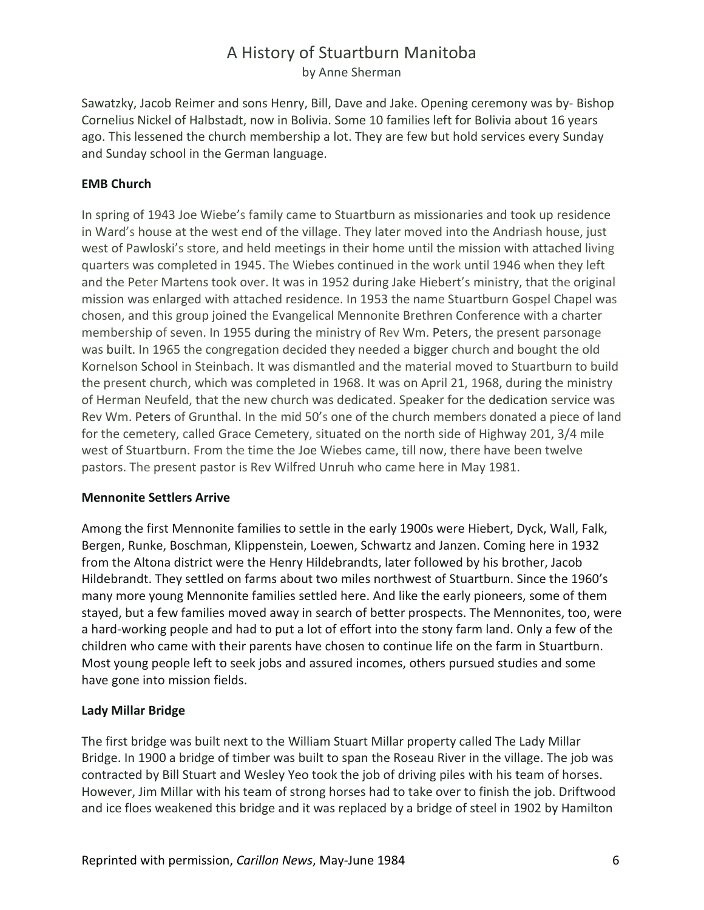Sawatzky, Jacob Reimer and sons Henry, Bill, Dave and Jake. Opening ceremony was by- Bishop Cornelius Nickel of Halbstadt, now in Bolivia. Some 10 families left for Bolivia about 16 years ago. This lessened the church membership a lot. They are few but hold services every Sunday and Sunday school in the German language.

**EMB Church**

In spring of 1943 Joe Wiebe's family came to Stuartburn as missionaries and took up residence in Ward's house at the west end of the village. They later moved into the Andriash house, just west of Pawloski's store, and held meetings in their home until the mission with attached living quarters was completed in 1945. The Wiebes continued in the work until 1946 when they left and the Peter Martens took over. It was in 1952 during Jake Hiebert's ministry, that the original mission was enlarged with attached residence. In 1953 the name Stuartburn Gospel Chapel was chosen, and this group joined the Evangelical Mennonite Brethren Conference with a charter membership of seven. In 1955 during the ministry of Rev Wm. Peters, the present parsonage was built. In 1965 the congregation decided they needed a bigger church and bought the old Kornelson School in Steinbach. It was dismantled and the material moved to Stuartburn to build the present church, which was completed in 1968. It was on April 21, 1968, during the ministry of Herman Neufeld, that the new church was dedicated. Speaker for the dedication service was Rev Wm. Peters of Grunthal. In the mid 50's one of the church members donated a piece of land for the cemetery, called Grace Cemetery, situated on the north side of Highway 201, 3/4 mile west of Stuartburn. From the time the Joe Wiebes came, till now, there have been twelve pastors. The present pastor is Rev Wilfred Unruh who came here in May 1981.

**Mennonite Settlers Arrive**

Among the first Mennonite families to settle in the early 1900s were Hiebert, Dyck, Wall, Falk, Bergen, Runke, Boschman, Klippenstein, Loewen, Schwartz and Janzen. Coming here in 1932 from the Altona district were the Henry Hildebrandts, later followed by his brother, Jacob Hildebrandt. They settled on farms about two miles northwest of Stuartburn. Since the 1960's many more young Mennonite families settled here. And like the early pioneers, some of them stayed, but a few families moved away in search of better prospects. The Mennonites, too, were a hard-working people and had to put a lot of effort into the stony farm land. Only a few of the children who came with their parents have chosen to continue life on the farm in Stuartburn. Most young people left to seek jobs and assured incomes, others pursued studies and some have gone into mission fields.

**Lady Millar Bridge**

The first bridge was built next to the William Stuart Millar property called The Lady Millar Bridge. In 1900 a bridge of timber was built to span the Roseau River in the village. The job was contracted by Bill Stuart and Wesley Yeo took the job of driving piles with his team of horses. However, Jim Millar with his team of strong horses had to take over to finish the job. Driftwood and ice floes weakened this bridge and it was replaced by a bridge of steel in 1902 by Hamilton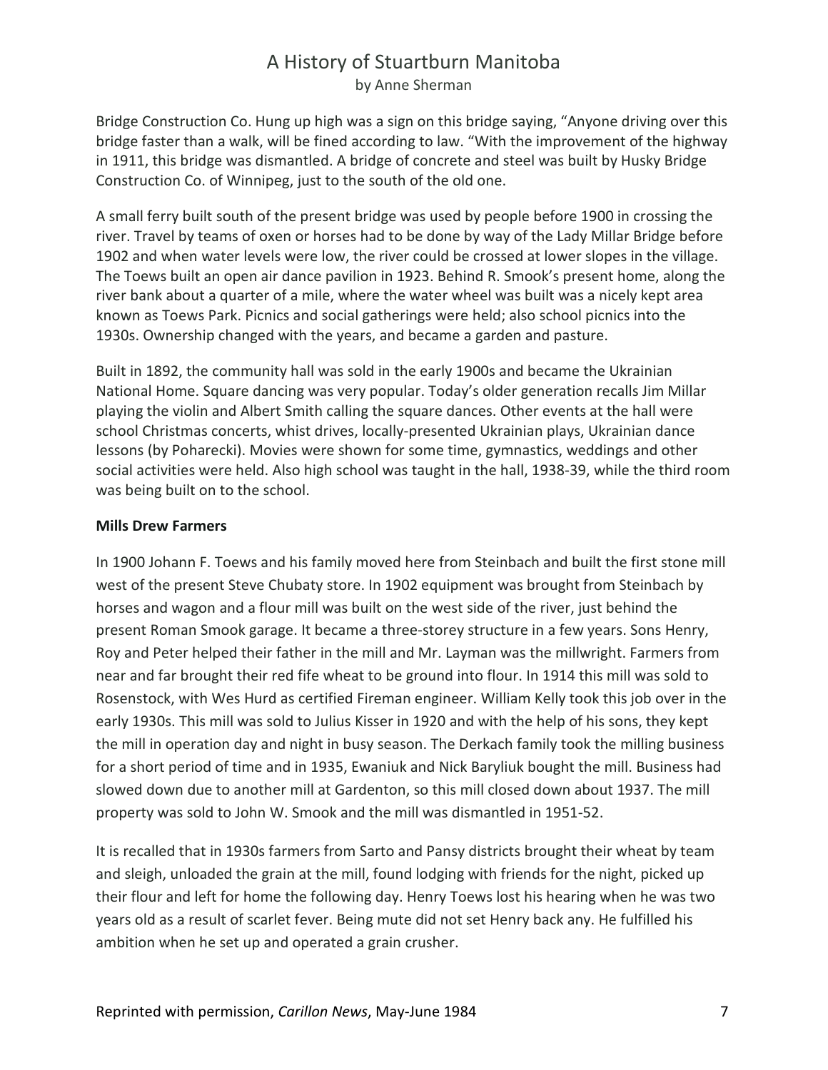Bridge Construction Co. Hung up high was a sign on this bridge saying, "Anyone driving over this bridge faster than a walk, will be fined according to law. "With the improvement of the highway in 1911, this bridge was dismantled. A bridge of concrete and steel was built by Husky Bridge Construction Co. of Winnipeg, just to the south of the old one.

A small ferry built south of the present bridge was used by people before 1900 in crossing the river. Travel by teams of oxen or horses had to be done by way of the Lady Millar Bridge before 1902 and when water levels were low, the river could be crossed at lower slopes in the village. The Toews built an open air dance pavilion in 1923. Behind R. Smook's present home, along the river bank about a quarter of a mile, where the water wheel was built was a nicely kept area known as Toews Park. Picnics and social gatherings were held; also school picnics into the 1930s. Ownership changed with the years, and became a garden and pasture.

Built in 1892, the community hall was sold in the early 1900s and became the Ukrainian National Home. Square dancing was very popular. Today's older generation recalls Jim Millar playing the violin and Albert Smith calling the square dances. Other events at the hall were school Christmas concerts, whist drives, locally-presented Ukrainian plays, Ukrainian dance lessons (by Poharecki). Movies were shown for some time, gymnastics, weddings and other social activities were held. Also high school was taught in the hall, 1938-39, while the third room was being built on to the school.

**Mills Drew Farmers**

In 1900 Johann F. Toews and his family moved here from Steinbach and built the first stone mill west of the present Steve Chubaty store. In 1902 equipment was brought from Steinbach by horses and wagon and a flour mill was built on the west side of the river, just behind the present Roman Smook garage. It became a three-storey structure in a few years. Sons Henry, Roy and Peter helped their father in the mill and Mr. Layman was the millwright. Farmers from near and far brought their red fife wheat to be ground into flour. In 1914 this mill was sold to Rosenstock, with Wes Hurd as certified Fireman engineer. William Kelly took this job over in the early 1930s. This mill was sold to Julius Kisser in 1920 and with the help of his sons, they kept the mill in operation day and night in busy season. The Derkach family took the milling business for a short period of time and in 1935, Ewaniuk and Nick Baryliuk bought the mill. Business had slowed down due to another mill at Gardenton, so this mill closed down about 1937. The mill property was sold to John W. Smook and the mill was dismantled in 1951-52.

It is recalled that in 1930s farmers from Sarto and Pansy districts brought their wheat by team and sleigh, unloaded the grain at the mill, found lodging with friends for the night, picked up their flour and left for home the following day. Henry Toews lost his hearing when he was two years old as a result of scarlet fever. Being mute did not set Henry back any. He fulfilled his ambition when he set up and operated a grain crusher.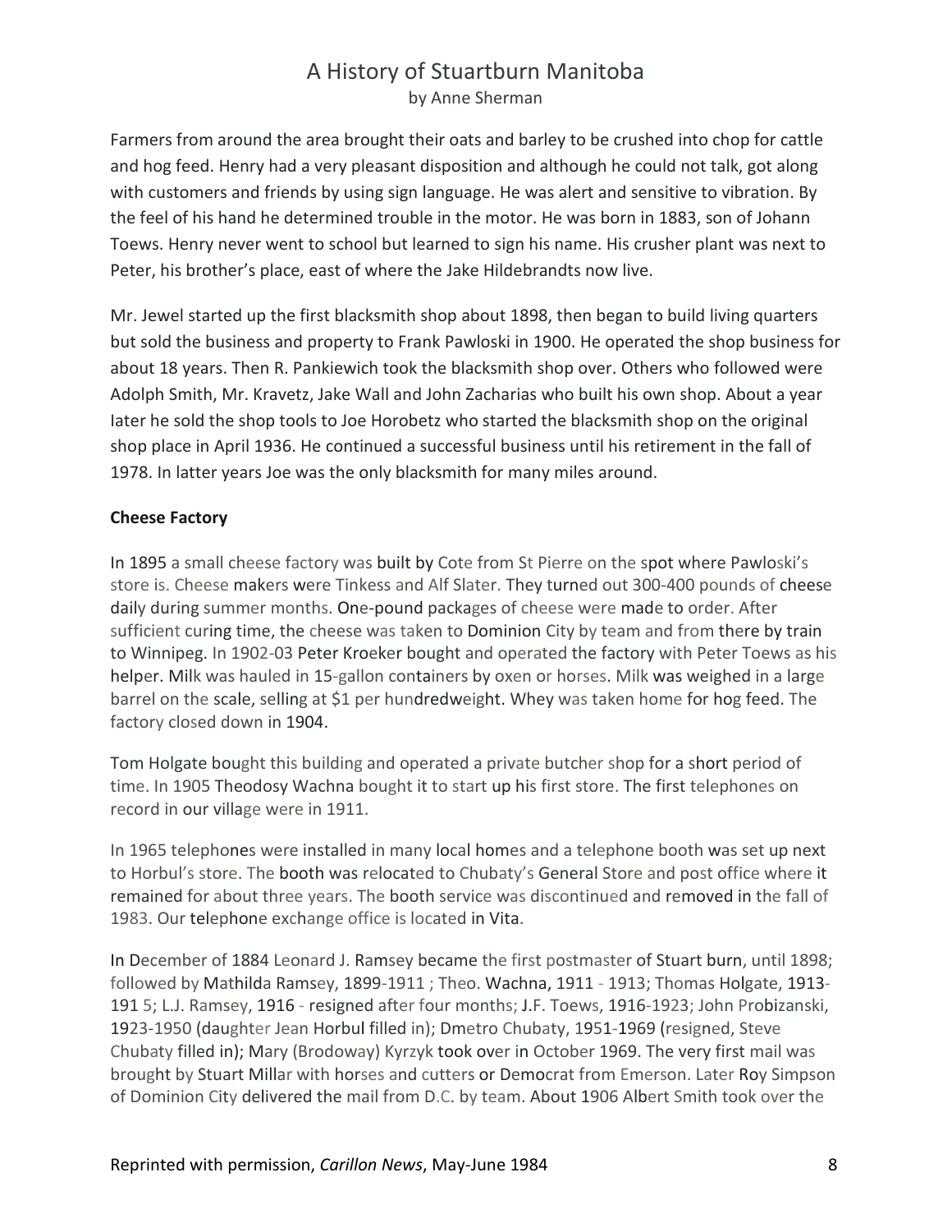Farmers from around the area brought their oats and barley to be crushed into chop for cattle and hog feed. Henry had a very pleasant disposition and although he could not talk, got along with customers and friends by using sign language. He was alert and sensitive to vibration. By the feel of his hand he determined trouble in the motor. He was born in 1883, son of Johann Toews. Henry never went to school but learned to sign his name. His crusher plant was next to Peter, his brother's place, east of where the Jake Hildebrandts now live.

Mr. Jewel started up the first blacksmith shop about 1898, then began to build living quarters but sold the business and property to Frank Pawloski in 1900. He operated the shop business for about 18 years. Then R. Pankiewich took the blacksmith shop over. Others who followed were Adolph Smith, Mr. Kravetz, Jake Wall and John Zacharias who built his own shop. About a year later he sold the shop tools to Joe Horobetz who started the blacksmith shop on the original shop place in April 1936. He continued a successful business until his retirement in the fall of 1978. In latter years Joe was the only blacksmith for many miles around.

**Cheese Factory**

In 1895 a small cheese factory was built by Cote from St Pierre on the spot where Pawloski's store is. Cheese makers were Tinkess and Alf Slater. They turned out 300-400 pounds of cheese daily during summer months. One-pound packages of cheese were made to order. After sufficient curing time, the cheese was taken to Dominion City by team and from there by train to Winnipeg. In 1902-03 Peter Kroeker bought and operated the factory with Peter Toews as his helper. Milk was hauled in 15-gallon containers by oxen or horses. Milk was weighed in a large barrel on the scale, selling at $1 per hundredweight. Whey was taken home for hog feed. The factory closed down in 1904.

Tom Holgate bought this building and operated a private butcher shop for a short period of time. In 1905 Theodosy Wachna bought it to start up his first store. The first telephones on record in our village were in 1911.

In 1965 telephones were installed in many local homes and a telephone booth was set up next to Horbul's store. The booth was relocated to Chubaty's General Store and post office where it remained for about three years. The booth service was discontinued and removed in the fall of 1983. Our telephone exchange office is located in Vita.

In December of 1884 Leonard J. Ramsey became the first postmaster of Stuart burn, until 1898; followed by Mathilda Ramsey, 1899-1911 ; Theo. Wachna, 1911 - 1913; Thomas Holgate, 1913-191 5; L.J. Ramsey, 1916 - resigned after four months; J.F. Toews, 1916-1923; John Probizanski, 1923-1950 (daughter Jean Horbul filled in); Dmetro Chubaty, 1951-1969 (resigned, Steve Chubaty filled in); Mary (Brodoway) Kyrzyk took over in October 1969. The very first mail was brought by Stuart Millar with horses and cutters or Democrat from Emerson. Later Roy Simpson of Dominion City delivered the mail from D.C. by team. About 1906 Albert Smith took over the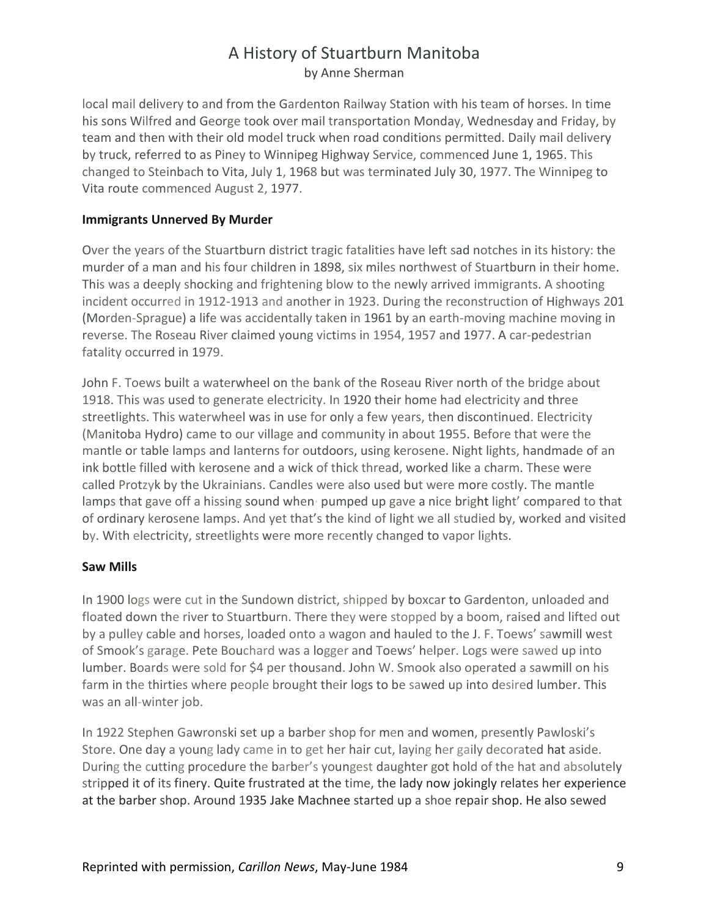local mail delivery to and from the Gardenton Railway Station with his team of horses. In time his sons Wilfred and George took over mail transportation Monday, Wednesday and Friday, by team and then with their old model truck when road conditions permitted. Daily mail delivery by truck, referred to as Piney to Winnipeg Highway Service, commenced June 1, 1965. This changed to Steinbach to Vita, July 1, 1968 but was terminated July 30, 1977. The Winnipeg to Vita route commenced August 2, 1977.

**Immigrants Unnerved By Murder**

Over the years of the Stuartburn district tragic fatalities have left sad notches in its history: the murder of a man and his four children in 1898, six miles northwest of Stuartburn in their home. This was a deeply shocking and frightening blow to the newly arrived immigrants. A shooting incident occurred in 1912-1913 and another in 1923. During the reconstruction of Highways 201 (Morden-Sprague) a life was accidentally taken in 1961 by an earth-moving machine moving in reverse. The Roseau River claimed young victims in 1954, 1957 and 1977. A car-pedestrian fatality occurred in 1979.

John F. Toews built a waterwheel on the bank of the Roseau River north of the bridge about 1918. This was used to generate electricity. In 1920 their home had electricity and three streetlights. This waterwheel was in use for only a few years, then discontinued. Electricity (Manitoba Hydro) came to our village and community in about 1955. Before that were the mantle or table lamps and lanterns for outdoors, using kerosene. Night lights, handmade of an ink bottle filled with kerosene and a wick of thick thread, worked like a charm. These were called Protzyk by the Ukrainians. Candles were also used but were more costly. The mantle lamps that gave off a hissing sound when pumped up gave a nice bright light' compared to that of ordinary kerosene lamps. And yet that's the kind of light we all studied by, worked and visited by. With electricity, streetlights were more recently changed to vapor lights.

**Saw Mills**

In 1900 logs were cut in the Sundown district, shipped by boxcar to Gardenton, unloaded and floated down the river to Stuartburn. There they were stopped by a boom, raised and lifted out by a pulley cable and horses, loaded onto a wagon and hauled to the J. F. Toews' sawmill west of Smook's garage. Pete Bouchard was a logger and Toews' helper. Logs were sawed up into lumber. Boards were sold for $4 per thousand. John W. Smook also operated a sawmill on his farm in the thirties where people brought their logs to be sawed up into desired lumber. This was an all-winter job.

In 1922 Stephen Gawronski set up a barber shop for men and women, presently Pawloski's Store. One day a young lady came in to get her hair cut, laying her gaily decorated hat aside. During the cutting procedure the barber's youngest daughter got hold of the hat and absolutely stripped it of its finery. Quite frustrated at the time, the lady now jokingly relates her experience at the barber shop. Around 1935 Jake Machnee started up a shoe repair shop. He also sewed

Reprinted with permission, *Carillon News*, May-June 1984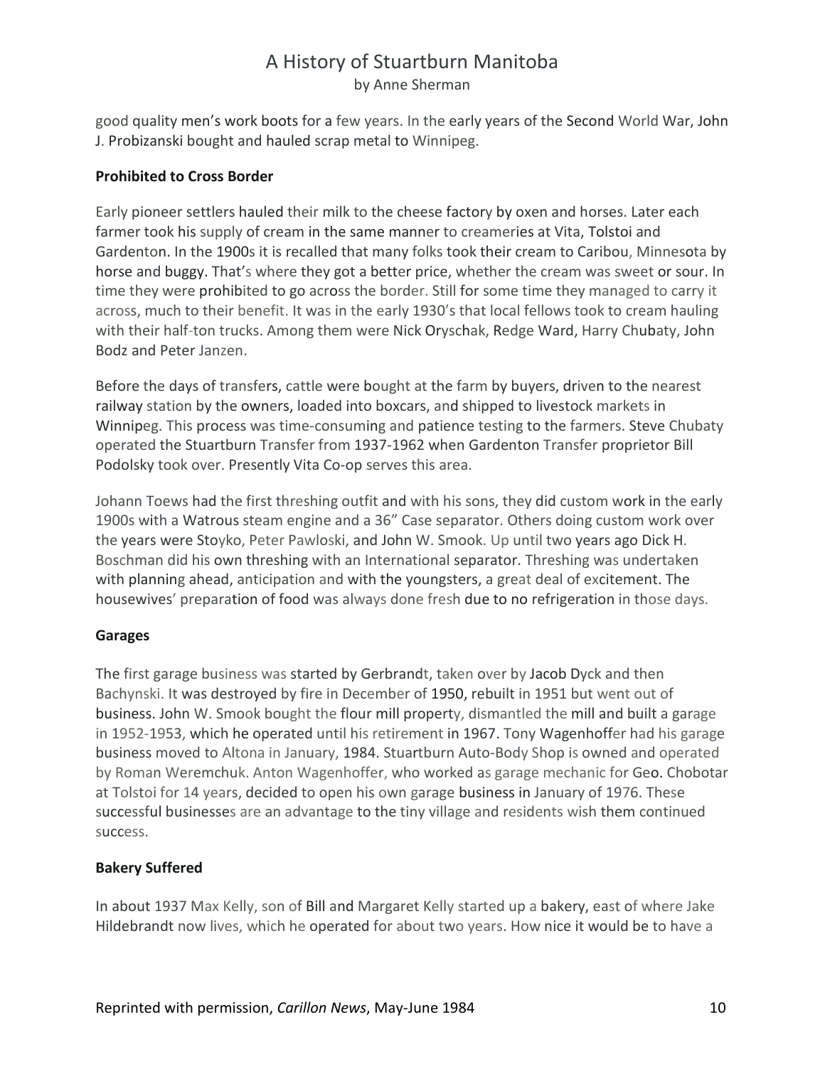good quality men's work boots for a few years. In the early years of the Second World War, John J. Probizanski bought and hauled scrap metal to Winnipeg.

**Prohibited to Cross Border**

Early pioneer settlers hauled their milk to the cheese factory by oxen and horses. Later each farmer took his supply of cream in the same manner to creameries at Vita, Tolstoi and Gardenton. In the 1900s it is recalled that many folks took their cream to Caribou, Minnesota by horse and buggy. That's where they got a better price, whether the cream was sweet or sour. In time they were prohibited to go across the border. Still for some time they managed to carry it across, much to their benefit. It was in the early 1930's that local fellows took to cream hauling with their half-ton trucks. Among them were Nick Oryschak, Redge Ward, Harry Chubaty, John Bodz and Peter Janzen.

Before the days of transfers, cattle were bought at the farm by buyers, driven to the nearest railway station by the owners, loaded into boxcars, and shipped to livestock markets in Winnipeg. This process was time-consuming and patience testing to the farmers. Steve Chubaty operated the Stuartburn Transfer from 1937-1962 when Gardenton Transfer proprietor Bill Podolsky took over. Presently Vita Co-op serves this area.

Johann Toews had the first threshing outfit and with his sons, they did custom work in the early 1900s with a Watrous steam engine and a 36" Case separator. Others doing custom work over the years were Stoyko, Peter Pawloski, and John W. Smook. Up until two years ago Dick H. Boschman did his own threshing with an International separator. Threshing was undertaken with planning ahead, anticipation and with the youngsters, a great deal of excitement. The housewives' preparation of food was always done fresh due to no refrigeration in those days.

**Garages**

The first garage business was started by Gerbrandt, taken over by Jacob Dyck and then Bachynski. It was destroyed by fire in December of 1950, rebuilt in 1951 but went out of business. John W. Smook bought the flour mill property, dismantled the mill and built a garage in 1952-1953, which he operated until his retirement in 1967. Tony Wagenhoffer had his garage business moved to Altona in January, 1984. Stuartburn Auto-Body Shop is owned and operated by Roman Weremchuk. Anton Wagenhoffer, who worked as garage mechanic for Geo. Chobotar at Tolstoi for 14 years, decided to open his own garage business in January of 1976. These successful businesses are an advantage to the tiny village and residents wish them continued success.

**Bakery Suffered**

In about 1937 Max Kelly, son of Bill and Margaret Kelly started up a bakery, east of where Jake Hildebrandt now lives, which he operated for about two years. How nice it would be to have a

Reprinted with permission, *Carillon News*, May-June 1984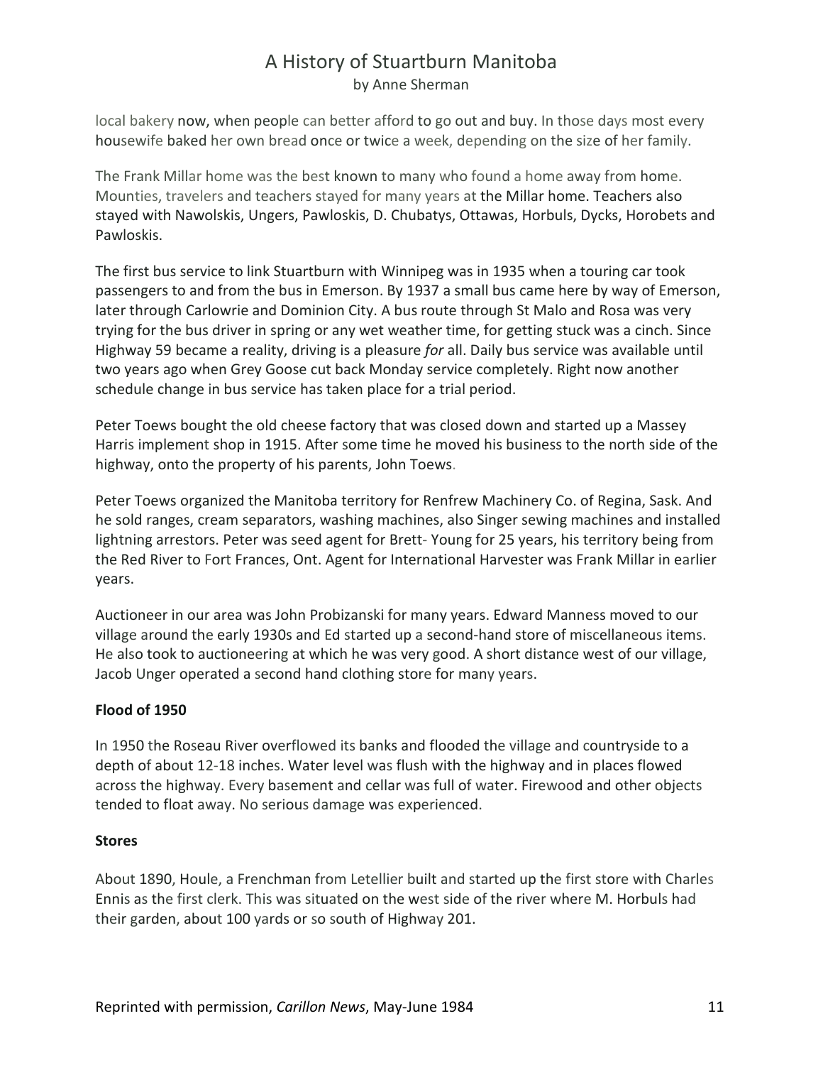local bakery now, when people can better afford to go out and buy. In those days most every housewife baked her own bread once or twice a week, depending on the size of her family.

The Frank Millar home was the best known to many who found a home away from home. Mounties, travelers and teachers stayed for many years at the Millar home. Teachers also stayed with Nawolskis, Ungers, Pawloskis, D. Chubatys, Ottawas, Horbuls, Dycks, Horobets and Pawloskis.

The first bus service to link Stuartburn with Winnipeg was in 1935 when a touring car took passengers to and from the bus in Emerson. By 1937 a small bus came here by way of Emerson, later through Carlowrie and Dominion City. A bus route through St Malo and Rosa was very trying for the bus driver in spring or any wet weather time, for getting stuck was a cinch. Since Highway 59 became a reality, driving is a pleasure *for* all. Daily bus service was available until two years ago when Grey Goose cut back Monday service completely. Right now another schedule change in bus service has taken place for a trial period.

Peter Toews bought the old cheese factory that was closed down and started up a Massey Harris implement shop in 1915. After some time he moved his business to the north side of the highway, onto the property of his parents, John Toews.

Peter Toews organized the Manitoba territory for Renfrew Machinery Co. of Regina, Sask. And he sold ranges, cream separators, washing machines, also Singer sewing machines and installed lightning arrestors. Peter was seed agent for Brett- Young for 25 years, his territory being from the Red River to Fort Frances, Ont. Agent for International Harvester was Frank Millar in earlier years.

Auctioneer in our area was John Probizanski for many years. Edward Manness moved to our village around the early 1930s and Ed started up a second-hand store of miscellaneous items. He also took to auctioneering at which he was very good. A short distance west of our village, Jacob Unger operated a second hand clothing store for many years.

**Flood of 1950**

In 1950 the Roseau River overflowed its banks and flooded the village and countryside to a depth of about 12-18 inches. Water level was flush with the highway and in places flowed across the highway. Every basement and cellar was full of water. Firewood and other objects tended to float away. No serious damage was experienced.

**Stores**

About 1890, Houle, a Frenchman from Letellier built and started up the first store with Charles Ennis as the first clerk. This was situated on the west side of the river where M. Horbuls had their garden, about 100 yards or so south of Highway 201.

Reprinted with permission, *Carillon News*, May-June 1984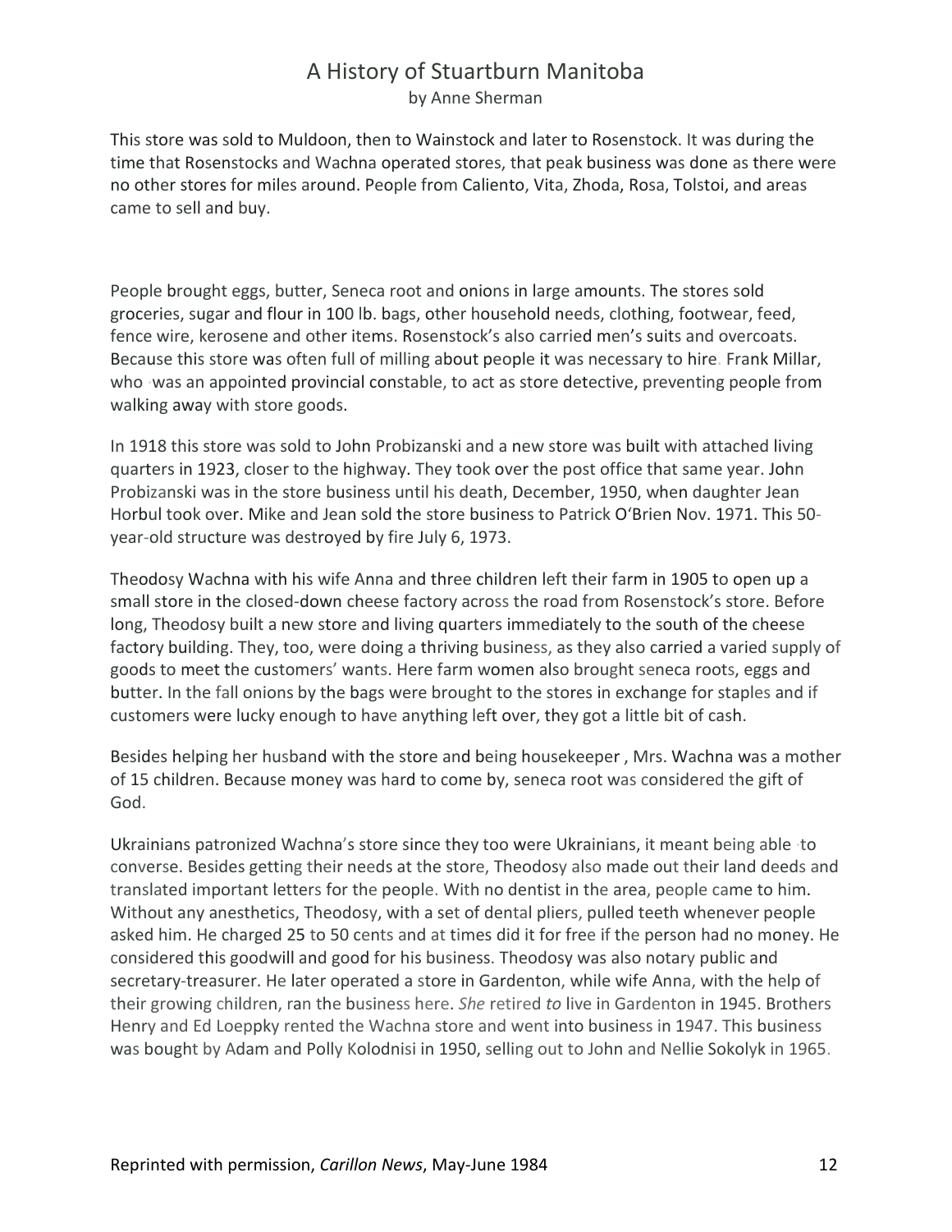This store was sold to Muldoon, then to Wainstock and later to Rosenstock. It was during the time that Rosenstocks and Wachna operated stores, that peak business was done as there were no other stores for miles around. People from Caliento, Vita, Zhoda, Rosa, Tolstoi, and areas came to sell and buy.

People brought eggs, butter, Seneca root and onions in large amounts. The stores sold groceries, sugar and flour in 100 lb. bags, other household needs, clothing, footwear, feed, fence wire, kerosene and other items. Rosenstock's also carried men's suits and overcoats. Because this store was often full of milling about people it was necessary to hire. Frank Millar, who was an appointed provincial constable, to act as store detective, preventing people from walking away with store goods.

In 1918 this store was sold to John Probizanski and a new store was built with attached living quarters in 1923, closer to the highway. They took over the post office that same year. John Probizanski was in the store business until his death, December, 1950, when daughter Jean Horbul took over. Mike and Jean sold the store business to Patrick O'Brien Nov. 1971. This 50-year-old structure was destroyed by fire July 6, 1973.

Theodosy Wachna with his wife Anna and three children left their farm in 1905 to open up a small store in the closed-down cheese factory across the road from Rosenstock's store. Before long, Theodosy built a new store and living quarters immediately to the south of the cheese factory building. They, too, were doing a thriving business, as they also carried a varied supply of goods to meet the customers' wants. Here farm women also brought seneca roots, eggs and butter. In the fall onions by the bags were brought to the stores in exchange for staples and if customers were lucky enough to have anything left over, they got a little bit of cash.

Besides helping her husband with the store and being housekeeper , Mrs. Wachna was a mother of 15 children. Because money was hard to come by, seneca root was considered the gift of God.

Ukrainians patronized Wachna's store since they too were Ukrainians, it meant being able to converse. Besides getting their needs at the store, Theodosy also made out their land deeds and translated important letters for the people. With no dentist in the area, people came to him. Without any anesthetics, Theodosy, with a set of dental pliers, pulled teeth whenever people asked him. He charged 25 to 50 cents and at times did it for free if the person had no money. He considered this goodwill and good for his business. Theodosy was also notary public and secretary-treasurer. He later operated a store in Gardenton, while wife Anna, with the help of their growing children, ran the business here. *She* retired *to* live in Gardenton in 1945. Brothers Henry and Ed Loeppky rented the Wachna store and went into business in 1947. This business was bought by Adam and Polly Kolodnisi in 1950, selling out to John and Nellie Sokolyk in 1965.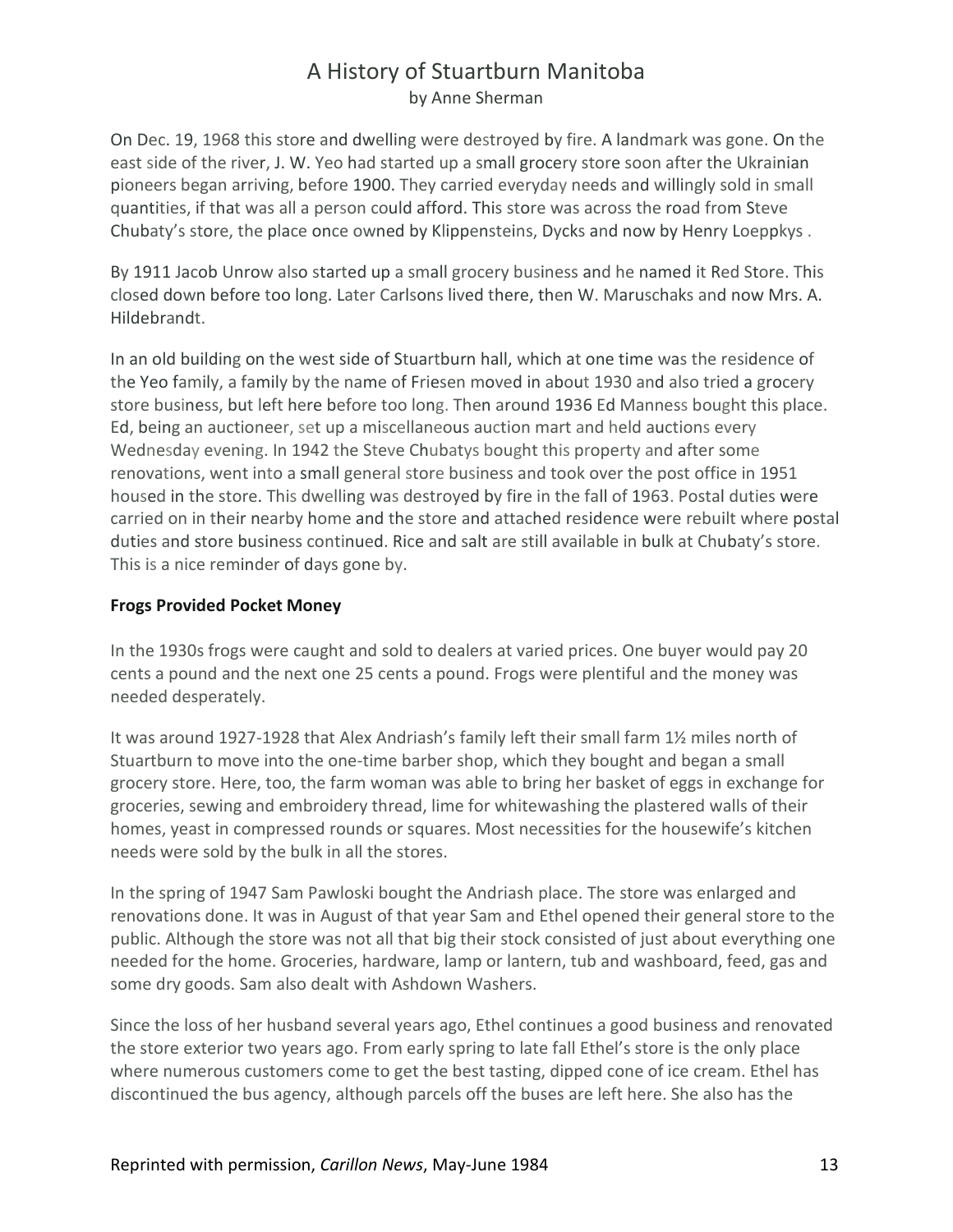On Dec. 19, 1968 this store and dwelling were destroyed by fire. A landmark was gone. On the east side of the river, J. W. Yeo had started up a small grocery store soon after the Ukrainian pioneers began arriving, before 1900. They carried everyday needs and willingly sold in small quantities, if that was all a person could afford. This store was across the road from Steve Chubaty's store, the place once owned by Klippensteins, Dycks and now by Henry Loeppkys .

By 1911 Jacob Unrow also started up a small grocery business and he named it Red Store. This closed down before too long. Later Carlsons lived there, then W. Maruschaks and now Mrs. A. Hildebrandt.

In an old building on the west side of Stuartburn hall, which at one time was the residence of the Yeo family, a family by the name of Friesen moved in about 1930 and also tried a grocery store business, but left here before too long. Then around 1936 Ed Manness bought this place. Ed, being an auctioneer, set up a miscellaneous auction mart and held auctions every Wednesday evening. In 1942 the Steve Chubatys bought this property and after some renovations, went into a small general store business and took over the post office in 1951 housed in the store. This dwelling was destroyed by fire in the fall of 1963. Postal duties were carried on in their nearby home and the store and attached residence were rebuilt where postal duties and store business continued. Rice and salt are still available in bulk at Chubaty's store. This is a nice reminder of days gone by.

**Frogs Provided Pocket Money**

In the 1930s frogs were caught and sold to dealers at varied prices. One buyer would pay 20 cents a pound and the next one 25 cents a pound. Frogs were plentiful and the money was needed desperately.

It was around 1927-1928 that Alex Andriash's family left their small farm 1½ miles north of Stuartburn to move into the one-time barber shop, which they bought and began a small grocery store. Here, too, the farm woman was able to bring her basket of eggs in exchange for groceries, sewing and embroidery thread, lime for whitewashing the plastered walls of their homes, yeast in compressed rounds or squares. Most necessities for the housewife's kitchen needs were sold by the bulk in all the stores.

In the spring of 1947 Sam Pawloski bought the Andriash place. The store was enlarged and renovations done. It was in August of that year Sam and Ethel opened their general store to the public. Although the store was not all that big their stock consisted of just about everything one needed for the home. Groceries, hardware, lamp or lantern, tub and washboard, feed, gas and some dry goods. Sam also dealt with Ashdown Washers.

Since the loss of her husband several years ago, Ethel continues a good business and renovated the store exterior two years ago. From early spring to late fall Ethel's store is the only place where numerous customers come to get the best tasting, dipped cone of ice cream. Ethel has discontinued the bus agency, although parcels off the buses are left here. She also has the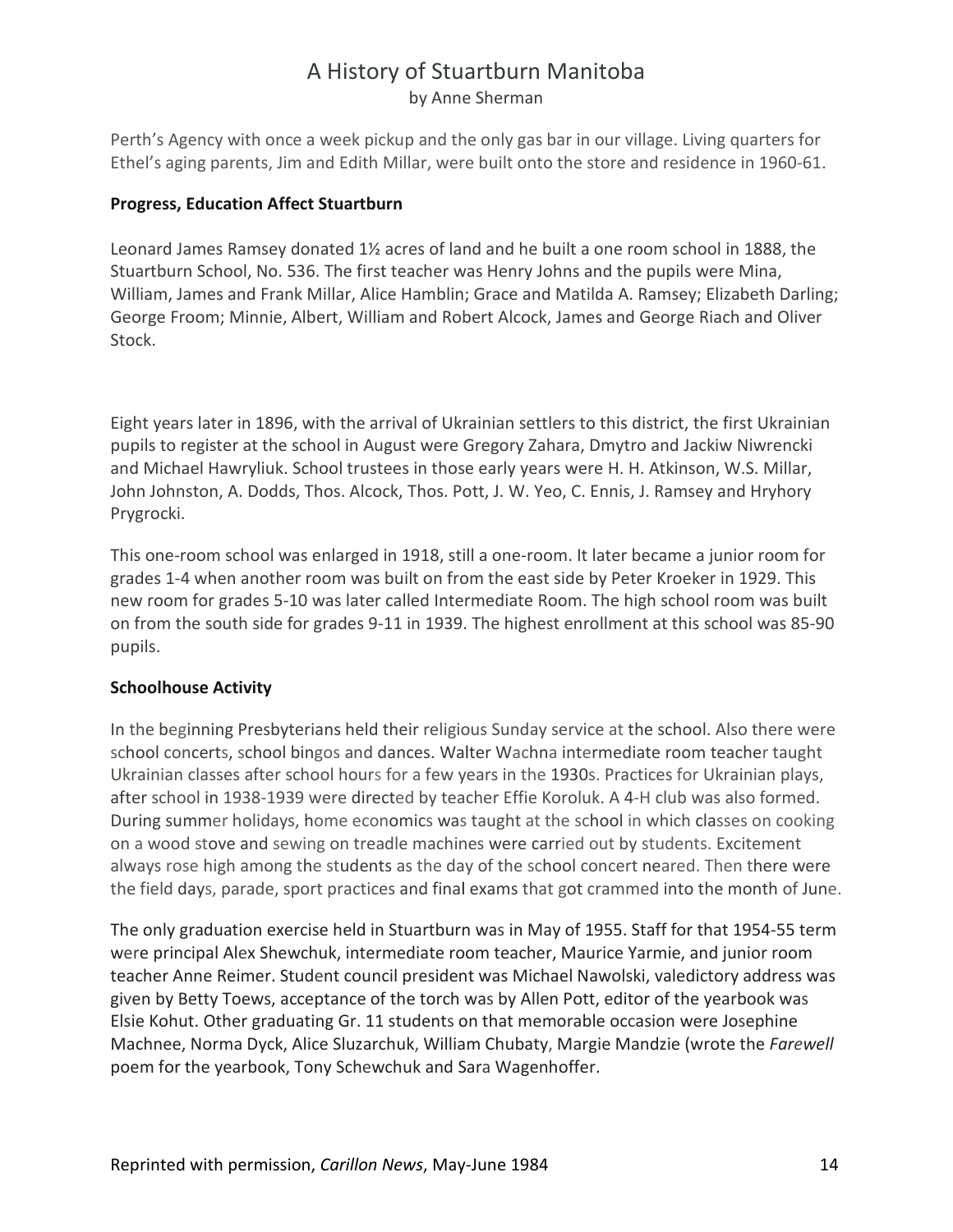Perth's Agency with once a week pickup and the only gas bar in our village. Living quarters for Ethel's aging parents, Jim and Edith Millar, were built onto the store and residence in 1960-61.

**Progress, Education Affect Stuartburn**

Leonard James Ramsey donated 1½ acres of land and he built a one room school in 1888, the Stuartburn School, No. 536. The first teacher was Henry Johns and the pupils were Mina, William, James and Frank Millar, Alice Hamblin; Grace and Matilda A. Ramsey; Elizabeth Darling; George Froom; Minnie, Albert, William and Robert Alcock, James and George Riach and Oliver Stock.

Eight years later in 1896, with the arrival of Ukrainian settlers to this district, the first Ukrainian pupils to register at the school in August were Gregory Zahara, Dmytro and Jackiw Niwrencki and Michael Hawryliuk. School trustees in those early years were H. H. Atkinson, W.S. Millar, John Johnston, A. Dodds, Thos. Alcock, Thos. Pott, J. W. Yeo, C. Ennis, J. Ramsey and Hryhory Prygrocki.

This one-room school was enlarged in 1918, still a one-room. It later became a junior room for grades 1-4 when another room was built on from the east side by Peter Kroeker in 1929. This new room for grades 5-10 was later called Intermediate Room. The high school room was built on from the south side for grades 9-11 in 1939. The highest enrollment at this school was 85-90 pupils.

**Schoolhouse Activity**

In the beginning Presbyterians held their religious Sunday service at the school. Also there were school concerts, school bingos and dances. Walter Wachna intermediate room teacher taught Ukrainian classes after school hours for a few years in the 1930s. Practices for Ukrainian plays, after school in 1938-1939 were directed by teacher Effie Koroluk. A 4-H club was also formed. During summer holidays, home economics was taught at the school in which classes on cooking on a wood stove and sewing on treadle machines were carried out by students. Excitement always rose high among the students as the day of the school concert neared. Then there were the field days, parade, sport practices and final exams that got crammed into the month of June.

The only graduation exercise held in Stuartburn was in May of 1955. Staff for that 1954-55 term were principal Alex Shewchuk, intermediate room teacher, Maurice Yarmie, and junior room teacher Anne Reimer. Student council president was Michael Nawolski, valedictory address was given by Betty Toews, acceptance of the torch was by Allen Pott, editor of the yearbook was Elsie Kohut. Other graduating Gr. 11 students on that memorable occasion were Josephine Machnee, Norma Dyck, Alice Sluzarchuk, William Chubaty, Margie Mandzie (wrote the *Farewell* poem for the yearbook, Tony Schewchuk and Sara Wagenhoffer.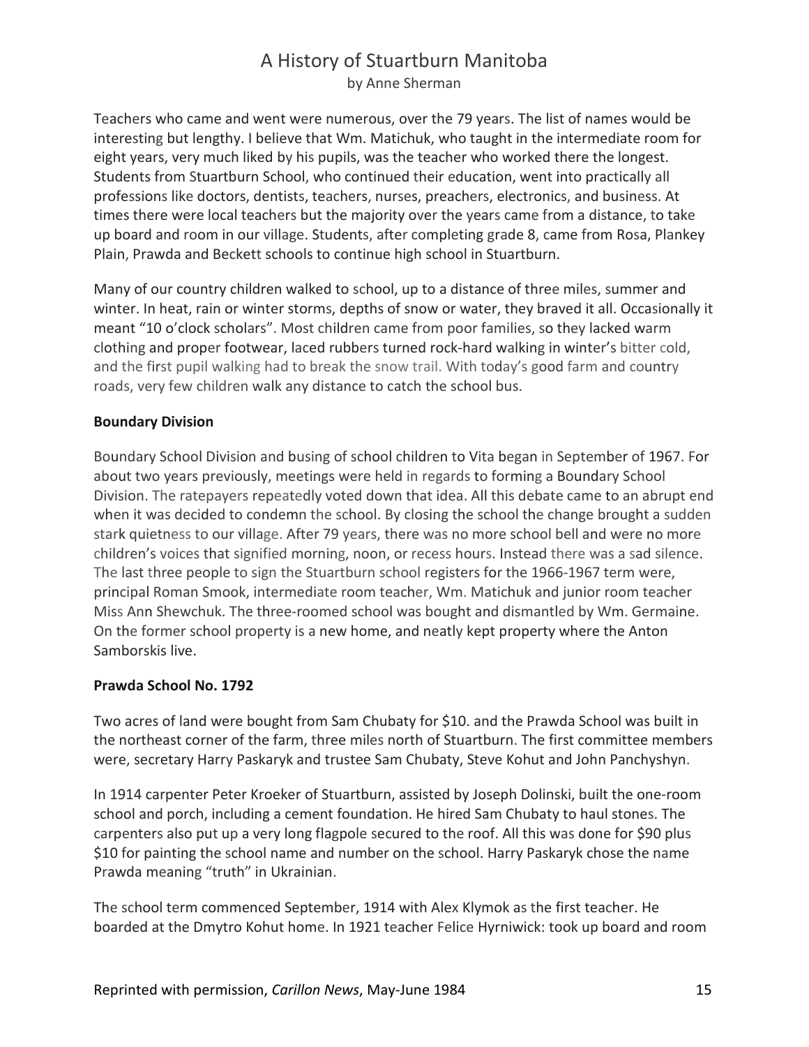Teachers who came and went were numerous, over the 79 years. The list of names would be interesting but lengthy. I believe that Wm. Matichuk, who taught in the intermediate room for eight years, very much liked by his pupils, was the teacher who worked there the longest. Students from Stuartburn School, who continued their education, went into practically all professions like doctors, dentists, teachers, nurses, preachers, electronics, and business. At times there were local teachers but the majority over the years came from a distance, to take up board and room in our village. Students, after completing grade 8, came from Rosa, Plankey Plain, Prawda and Beckett schools to continue high school in Stuartburn.

Many of our country children walked to school, up to a distance of three miles, summer and winter. In heat, rain or winter storms, depths of snow or water, they braved it all. Occasionally it meant "10 o'clock scholars". Most children came from poor families, so they lacked warm clothing and proper footwear, laced rubbers turned rock-hard walking in winter's bitter cold, and the first pupil walking had to break the snow trail. With today's good farm and country roads, very few children walk any distance to catch the school bus.

**Boundary Division**

Boundary School Division and busing of school children to Vita began in September of 1967. For about two years previously, meetings were held in regards to forming a Boundary School Division. The ratepayers repeatedly voted down that idea. All this debate came to an abrupt end when it was decided to condemn the school. By closing the school the change brought a sudden stark quietness to our village. After 79 years, there was no more school bell and were no more children's voices that signified morning, noon, or recess hours. Instead there was a sad silence. The last three people to sign the Stuartburn school registers for the 1966-1967 term were, principal Roman Smook, intermediate room teacher, Wm. Matichuk and junior room teacher Miss Ann Shewchuk. The three-roomed school was bought and dismantled by Wm. Germaine. On the former school property is a new home, and neatly kept property where the Anton Samborskis live.

**Prawda School No. 1792**

Two acres of land were bought from Sam Chubaty for $10. and the Prawda School was built in the northeast corner of the farm, three miles north of Stuartburn. The first committee members were, secretary Harry Paskaryk and trustee Sam Chubaty, Steve Kohut and John Panchyshyn.

In 1914 carpenter Peter Kroeker of Stuartburn, assisted by Joseph Dolinski, built the one-room school and porch, including a cement foundation. He hired Sam Chubaty to haul stones. The carpenters also put up a very long flagpole secured to the roof. All this was done for $90 plus $10 for painting the school name and number on the school. Harry Paskaryk chose the name Prawda meaning "truth" in Ukrainian.

The school term commenced September, 1914 with Alex Klymok as the first teacher. He boarded at the Dmytro Kohut home. In 1921 teacher Felice Hyrniwick: took up board and room

Reprinted with permission, *Carillon News*, May-June 1984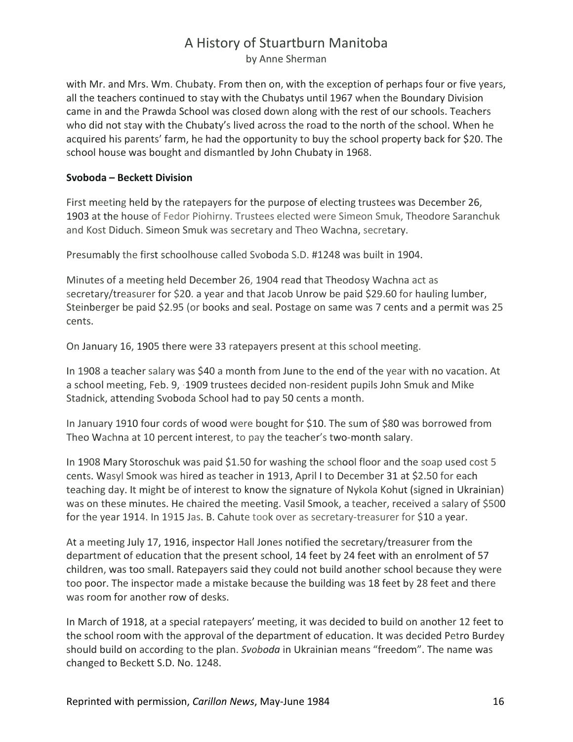with Mr. and Mrs. Wm. Chubaty. From then on, with the exception of perhaps four or five years, all the teachers continued to stay with the Chubatys until 1967 when the Boundary Division came in and the Prawda School was closed down along with the rest of our schools. Teachers who did not stay with the Chubaty's lived across the road to the north of the school. When he acquired his parents' farm, he had the opportunity to buy the school property back for $20. The school house was bought and dismantled by John Chubaty in 1968.

**Svoboda – Beckett Division**

First meeting held by the ratepayers for the purpose of electing trustees was December 26, 1903 at the house of Fedor Piohirny. Trustees elected were Simeon Smuk, Theodore Saranchuk and Kost Diduch. Simeon Smuk was secretary and Theo Wachna, secretary.

Presumably the first schoolhouse called Svoboda S.D. #1248 was built in 1904.

Minutes of a meeting held December 26, 1904 read that Theodosy Wachna act as secretary/treasurer for $20. a year and that Jacob Unrow be paid $29.60 for hauling lumber, Steinberger be paid $2.95 (or books and seal. Postage on same was 7 cents and a permit was 25 cents.

On January 16, 1905 there were 33 ratepayers present at this school meeting.

In 1908 a teacher salary was $40 a month from June to the end of the year with no vacation. At a school meeting, Feb. 9, ·1909 trustees decided non-resident pupils John Smuk and Mike Stadnick, attending Svoboda School had to pay 50 cents a month.

In January 1910 four cords of wood were bought for $10. The sum of $80 was borrowed from Theo Wachna at 10 percent interest, to pay the teacher's two-month salary.

In 1908 Mary Storoschuk was paid $1.50 for washing the school floor and the soap used cost 5 cents. Wasyl Smook was hired as teacher in 1913, April I to December 31 at $2.50 for each teaching day. It might be of interest to know the signature of Nykola Kohut (signed in Ukrainian) was on these minutes. He chaired the meeting. Vasil Smook, a teacher, received a salary of $500 for the year 1914. In 1915 Jas. B. Cahute took over as secretary-treasurer for $10 a year.

At a meeting July 17, 1916, inspector Hall Jones notified the secretary/treasurer from the department of education that the present school, 14 feet by 24 feet with an enrolment of 57 children, was too small. Ratepayers said they could not build another school because they were too poor. The inspector made a mistake because the building was 18 feet by 28 feet and there was room for another row of desks.

In March of 1918, at a special ratepayers' meeting, it was decided to build on another 12 feet to the school room with the approval of the department of education. It was decided Petro Burdey should build on according to the plan. *Svoboda* in Ukrainian means "freedom". The name was changed to Beckett S.D. No. 1248.

Reprinted with permission, *Carillon News*, May-June 1984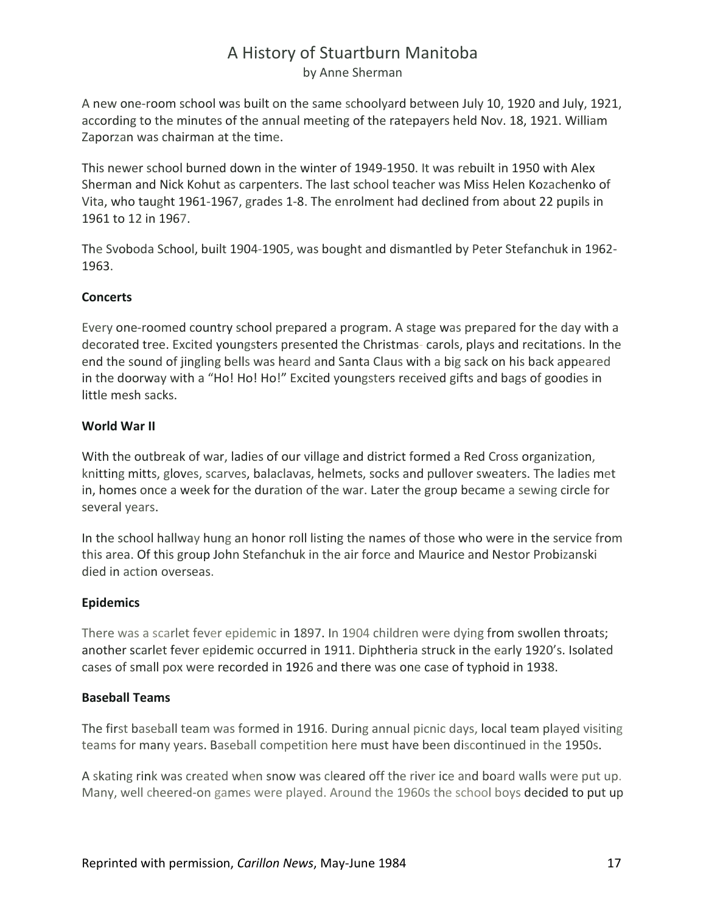A new one-room school was built on the same schoolyard between July 10, 1920 and July, 1921, according to the minutes of the annual meeting of the ratepayers held Nov. 18, 1921. William Zaporzan was chairman at the time.

This newer school burned down in the winter of 1949-1950. It was rebuilt in 1950 with Alex Sherman and Nick Kohut as carpenters. The last school teacher was Miss Helen Kozachenko of Vita, who taught 1961-1967, grades 1-8. The enrolment had declined from about 22 pupils in 1961 to 12 in 1967.

The Svoboda School, built 1904-1905, was bought and dismantled by Peter Stefanchuk in 1962-1963.

**Concerts**

Every one-roomed country school prepared a program. A stage was prepared for the day with a decorated tree. Excited youngsters presented the Christmas- carols, plays and recitations. In the end the sound of jingling bells was heard and Santa Claus with a big sack on his back appeared in the doorway with a "Ho! Ho! Ho!" Excited youngsters received gifts and bags of goodies in little mesh sacks.

**World War II**

With the outbreak of war, ladies of our village and district formed a Red Cross organization, knitting mitts, gloves, scarves, balaclavas, helmets, socks and pullover sweaters. The ladies met in, homes once a week for the duration of the war. Later the group became a sewing circle for several years.

In the school hallway hung an honor roll listing the names of those who were in the service from this area. Of this group John Stefanchuk in the air force and Maurice and Nestor Probizanski died in action overseas.

**Epidemics**

There was a scarlet fever epidemic in 1897. In 1904 children were dying from swollen throats; another scarlet fever epidemic occurred in 1911. Diphtheria struck in the early 1920's. Isolated cases of small pox were recorded in 1926 and there was one case of typhoid in 1938.

**Baseball Teams**

The first baseball team was formed in 1916. During annual picnic days, local team played visiting teams for many years. Baseball competition here must have been discontinued in the 1950s.

A skating rink was created when snow was cleared off the river ice and board walls were put up. Many, well cheered-on games were played. Around the 1960s the school boys decided to put up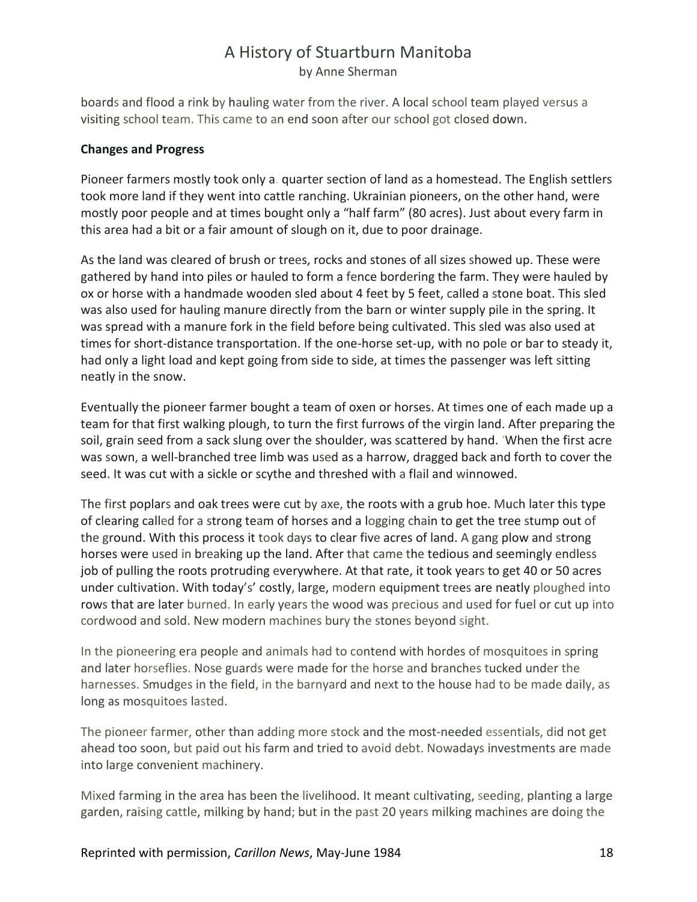boards and flood a rink by hauling water from the river. A local school team played versus a visiting school team. This came to an end soon after our school got closed down.

**Changes and Progress**

Pioneer farmers mostly took only a. quarter section of land as a homestead. The English settlers took more land if they went into cattle ranching. Ukrainian pioneers, on the other hand, were mostly poor people and at times bought only a "half farm" (80 acres). Just about every farm in this area had a bit or a fair amount of slough on it, due to poor drainage.

As the land was cleared of brush or trees, rocks and stones of all sizes showed up. These were gathered by hand into piles or hauled to form a fence bordering the farm. They were hauled by ox or horse with a handmade wooden sled about 4 feet by 5 feet, called a stone boat. This sled was also used for hauling manure directly from the barn or winter supply pile in the spring. It was spread with a manure fork in the field before being cultivated. This sled was also used at times for short-distance transportation. If the one-horse set-up, with no pole or bar to steady it, had only a light load and kept going from side to side, at times the passenger was left sitting neatly in the snow.

Eventually the pioneer farmer bought a team of oxen or horses. At times one of each made up a team for that first walking plough, to turn the first furrows of the virgin land. After preparing the soil, grain seed from a sack slung over the shoulder, was scattered by hand. 'When the first acre was sown, a well-branched tree limb was used as a harrow, dragged back and forth to cover the seed. It was cut with a sickle or scythe and threshed with a flail and winnowed.

The first poplars and oak trees were cut by axe, the roots with a grub hoe. Much later this type of clearing called for a strong team of horses and a logging chain to get the tree stump out of the ground. With this process it took days to clear five acres of land. A gang plow and strong horses were used in breaking up the land. After that came the tedious and seemingly endless job of pulling the roots protruding everywhere. At that rate, it took years to get 40 or 50 acres under cultivation. With today's' costly, large, modern equipment trees are neatly ploughed into rows that are later burned. In early years the wood was precious and used for fuel or cut up into cordwood and sold. New modern machines bury the stones beyond sight.

In the pioneering era people and animals had to contend with hordes of mosquitoes in spring and later horseflies. Nose guards were made for the horse and branches tucked under the harnesses. Smudges in the field, in the barnyard and next to the house had to be made daily, as long as mosquitoes lasted.

The pioneer farmer, other than adding more stock and the most-needed essentials, did not get ahead too soon, but paid out his farm and tried to avoid debt. Nowadays investments are made into large convenient machinery.

Mixed farming in the area has been the livelihood. It meant cultivating, seeding, planting a large garden, raising cattle, milking by hand; but in the past 20 years milking machines are doing the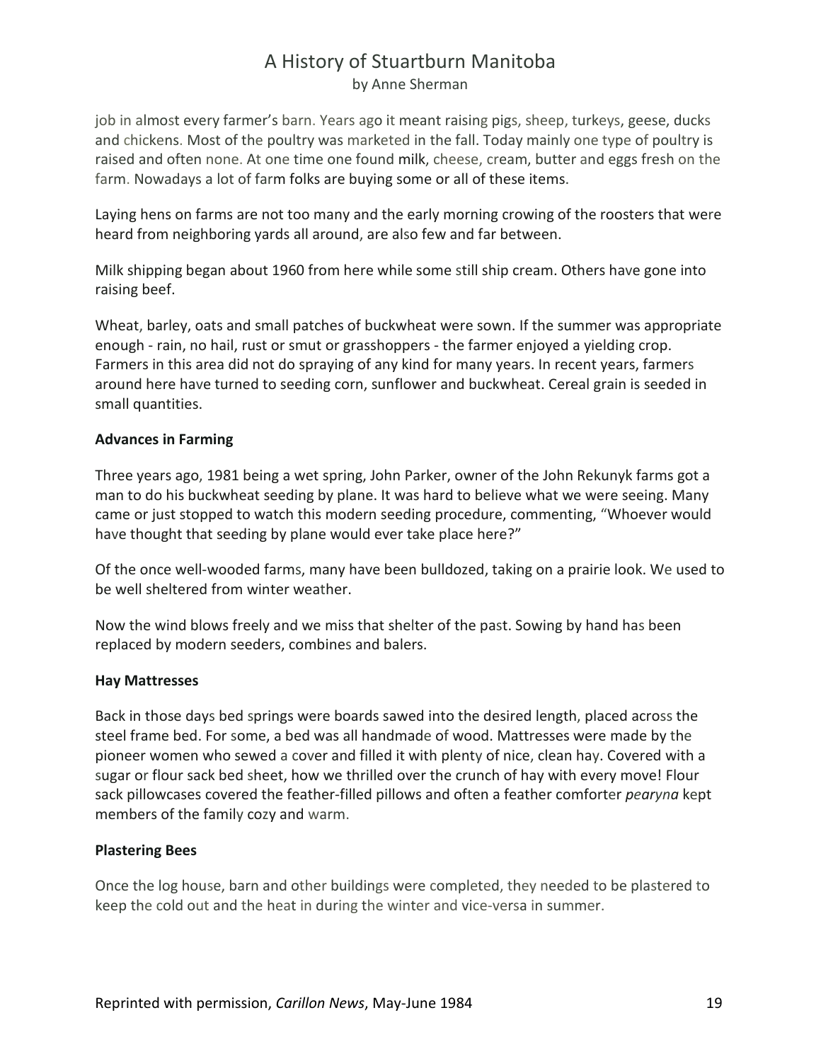job in almost every farmer's barn. Years ago it meant raising pigs, sheep, turkeys, geese, ducks and chickens. Most of the poultry was marketed in the fall. Today mainly one type of poultry is raised and often none. At one time one found milk, cheese, cream, butter and eggs fresh on the farm. Nowadays a lot of farm folks are buying some or all of these items.

Laying hens on farms are not too many and the early morning crowing of the roosters that were heard from neighboring yards all around, are also few and far between.

Milk shipping began about 1960 from here while some still ship cream. Others have gone into raising beef.

Wheat, barley, oats and small patches of buckwheat were sown. If the summer was appropriate enough - rain, no hail, rust or smut or grasshoppers - the farmer enjoyed a yielding crop. Farmers in this area did not do spraying of any kind for many years. In recent years, farmers around here have turned to seeding corn, sunflower and buckwheat. Cereal grain is seeded in small quantities.

**Advances in Farming**

Three years ago, 1981 being a wet spring, John Parker, owner of the John Rekunyk farms got a man to do his buckwheat seeding by plane. It was hard to believe what we were seeing. Many came or just stopped to watch this modern seeding procedure, commenting, "Whoever would have thought that seeding by plane would ever take place here?"

Of the once well-wooded farms, many have been bulldozed, taking on a prairie look. We used to be well sheltered from winter weather.

Now the wind blows freely and we miss that shelter of the past. Sowing by hand has been replaced by modern seeders, combines and balers.

**Hay Mattresses**

Back in those days bed springs were boards sawed into the desired length, placed across the steel frame bed. For some, a bed was all handmade of wood. Mattresses were made by the pioneer women who sewed a cover and filled it with plenty of nice, clean hay. Covered with a sugar or flour sack bed sheet, how we thrilled over the crunch of hay with every move! Flour sack pillowcases covered the feather-filled pillows and often a feather comforter *pearyna* kept members of the family cozy and warm.

**Plastering Bees**

Once the log house, barn and other buildings were completed, they needed to be plastered to keep the cold out and the heat in during the winter and vice-versa in summer.

Reprinted with permission, *Carillon News*, May-June 1984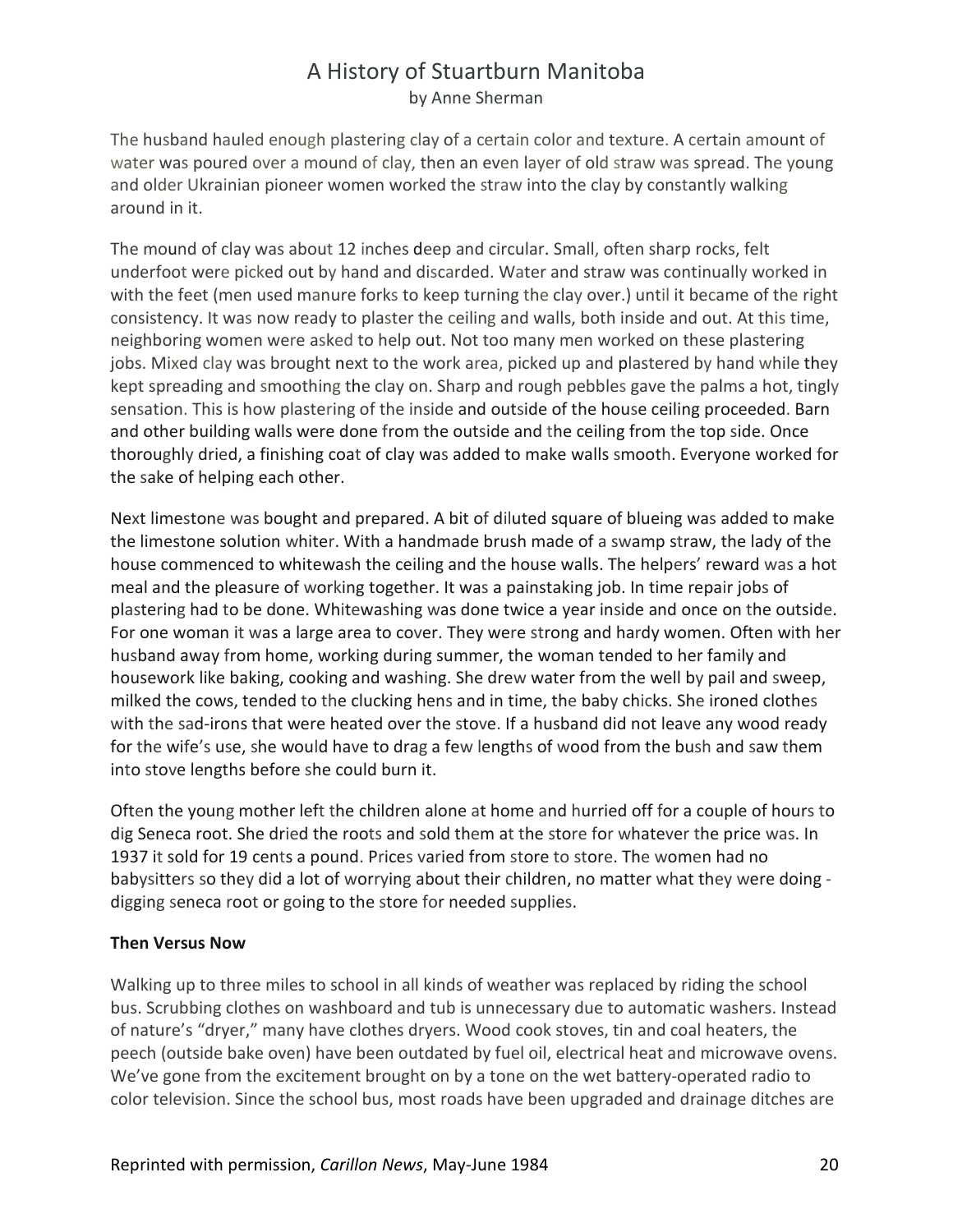The husband hauled enough plastering clay of a certain color and texture. A certain amount of water was poured over a mound of clay, then an even layer of old straw was spread. The young and older Ukrainian pioneer women worked the straw into the clay by constantly walking around in it.

The mound of clay was about 12 inches deep and circular. Small, often sharp rocks, felt underfoot were picked out by hand and discarded. Water and straw was continually worked in with the feet (men used manure forks to keep turning the clay over.) until it became of the right consistency. It was now ready to plaster the ceiling and walls, both inside and out. At this time, neighboring women were asked to help out. Not too many men worked on these plastering jobs. Mixed clay was brought next to the work area, picked up and plastered by hand while they kept spreading and smoothing the clay on. Sharp and rough pebbles gave the palms a hot, tingly sensation. This is how plastering of the inside and outside of the house ceiling proceeded. Barn and other building walls were done from the outside and the ceiling from the top side. Once thoroughly dried, a finishing coat of clay was added to make walls smooth. Everyone worked for the sake of helping each other.

Next limestone was bought and prepared. A bit of diluted square of blueing was added to make the limestone solution whiter. With a handmade brush made of a swamp straw, the lady of the house commenced to whitewash the ceiling and the house walls. The helpers' reward was a hot meal and the pleasure of working together. It was a painstaking job. In time repair jobs of plastering had to be done. Whitewashing was done twice a year inside and once on the outside. For one woman it was a large area to cover. They were strong and hardy women. Often with her husband away from home, working during summer, the woman tended to her family and housework like baking, cooking and washing. She drew water from the well by pail and sweep, milked the cows, tended to the clucking hens and in time, the baby chicks. She ironed clothes with the sad-irons that were heated over the stove. If a husband did not leave any wood ready for the wife's use, she would have to drag a few lengths of wood from the bush and saw them into stove lengths before she could burn it.

Often the young mother left the children alone at home and hurried off for a couple of hours to dig Seneca root. She dried the roots and sold them at the store for whatever the price was. In 1937 it sold for 19 cents a pound. Prices varied from store to store. The women had no babysitters so they did a lot of worrying about their children, no matter what they were doing - digging seneca root or going to the store for needed supplies.

**Then Versus Now**

Walking up to three miles to school in all kinds of weather was replaced by riding the school bus. Scrubbing clothes on washboard and tub is unnecessary due to automatic washers. Instead of nature's "dryer," many have clothes dryers. Wood cook stoves, tin and coal heaters, the peech (outside bake oven) have been outdated by fuel oil, electrical heat and microwave ovens. We've gone from the excitement brought on by a tone on the wet battery-operated radio to color television. Since the school bus, most roads have been upgraded and drainage ditches are

Reprinted with permission, *Carillon News*, May-June 1984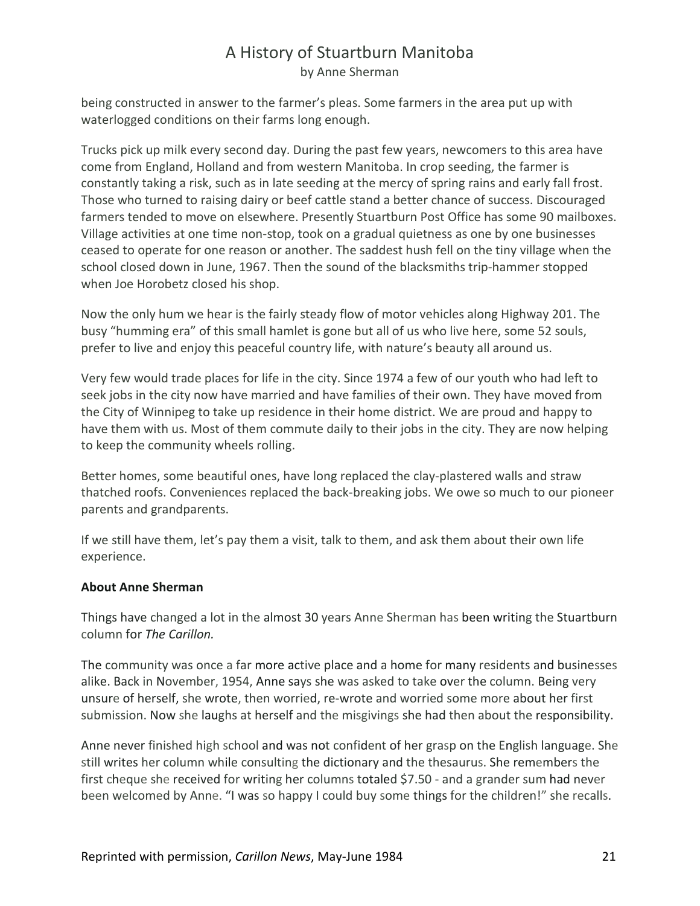being constructed in answer to the farmer's pleas. Some farmers in the area put up with waterlogged conditions on their farms long enough.

Trucks pick up milk every second day. During the past few years, newcomers to this area have come from England, Holland and from western Manitoba. In crop seeding, the farmer is constantly taking a risk, such as in late seeding at the mercy of spring rains and early fall frost. Those who turned to raising dairy or beef cattle stand a better chance of success. Discouraged farmers tended to move on elsewhere. Presently Stuartburn Post Office has some 90 mailboxes. Village activities at one time non-stop, took on a gradual quietness as one by one businesses ceased to operate for one reason or another. The saddest hush fell on the tiny village when the school closed down in June, 1967. Then the sound of the blacksmiths trip-hammer stopped when Joe Horobetz closed his shop.

Now the only hum we hear is the fairly steady flow of motor vehicles along Highway 201. The busy "humming era" of this small hamlet is gone but all of us who live here, some 52 souls, prefer to live and enjoy this peaceful country life, with nature's beauty all around us.

Very few would trade places for life in the city. Since 1974 a few of our youth who had left to seek jobs in the city now have married and have families of their own. They have moved from the City of Winnipeg to take up residence in their home district. We are proud and happy to have them with us. Most of them commute daily to their jobs in the city. They are now helping to keep the community wheels rolling.

Better homes, some beautiful ones, have long replaced the clay-plastered walls and straw thatched roofs. Conveniences replaced the back-breaking jobs. We owe so much to our pioneer parents and grandparents.

If we still have them, let's pay them a visit, talk to them, and ask them about their own life experience.

**About Anne Sherman**

Things have changed a lot in the almost 30 years Anne Sherman has been writing the Stuartburn column for *The Carillon.*

The community was once a far more active place and a home for many residents and businesses alike. Back in November, 1954, Anne says she was asked to take over the column. Being very unsure of herself, she wrote, then worried, re-wrote and worried some more about her first submission. Now she laughs at herself and the misgivings she had then about the responsibility.

Anne never finished high school and was not confident of her grasp on the English language. She still writes her column while consulting the dictionary and the thesaurus. She remembers the first cheque she received for writing her columns totaled $7.50 - and a grander sum had never been welcomed by Anne. "I was so happy I could buy some things for the children!" she recalls.

Reprinted with permission, *Carillon News*, May-June 1984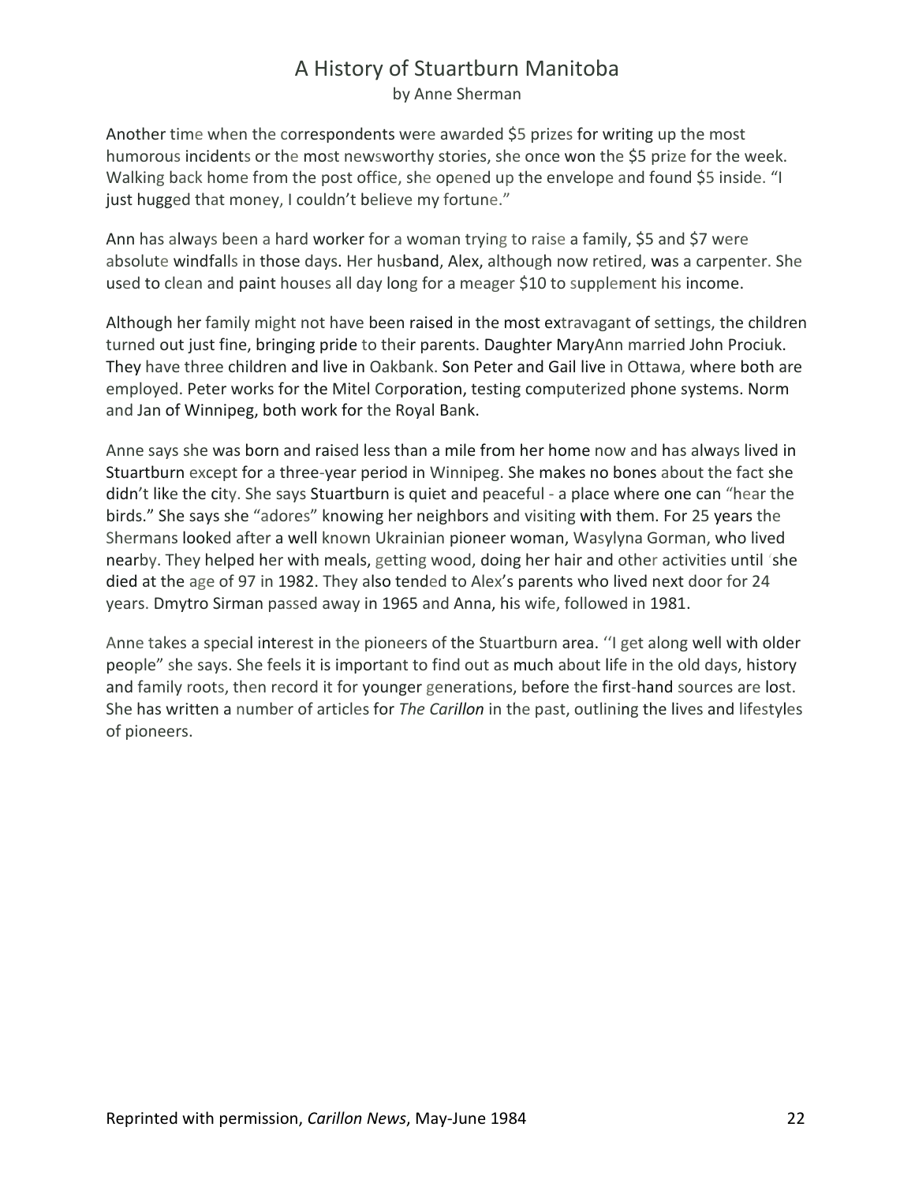Another time when the correspondents were awarded $5 prizes for writing up the most humorous incidents or the most newsworthy stories, she once won the $5 prize for the week. Walking back home from the post office, she opened up the envelope and found $5 inside. "I just hugged that money, I couldn't believe my fortune."

Ann has always been a hard worker for a woman trying to raise a family, $5 and $7 were absolute windfalls in those days. Her husband, Alex, although now retired, was a carpenter. She used to clean and paint houses all day long for a meager $10 to supplement his income.

Although her family might not have been raised in the most extravagant of settings, the children turned out just fine, bringing pride to their parents. Daughter MaryAnn married John Prociuk. They have three children and live in Oakbank. Son Peter and Gail live in Ottawa, where both are employed. Peter works for the Mitel Corporation, testing computerized phone systems. Norm and Jan of Winnipeg, both work for the Royal Bank.

Anne says she was born and raised less than a mile from her home now and has always lived in Stuartburn except for a three-year period in Winnipeg. She makes no bones about the fact she didn't like the city. She says Stuartburn is quiet and peaceful - a place where one can "hear the birds." She says she "adores" knowing her neighbors and visiting with them. For 25 years the Shermans looked after a well known Ukrainian pioneer woman, Wasylyna Gorman, who lived nearby. They helped her with meals, getting wood, doing her hair and other activities until ‘she died at the age of 97 in 1982. They also tended to Alex's parents who lived next door for 24 years. Dmytro Sirman passed away in 1965 and Anna, his wife, followed in 1981.

Anne takes a special interest in the pioneers of the Stuartburn area. ‘‘I get along well with older people" she says. She feels it is important to find out as much about life in the old days, history and family roots, then record it for younger generations, before the first-hand sources are lost. She has written a number of articles for *The Carillon* in the past, outlining the lives and lifestyles of pioneers.